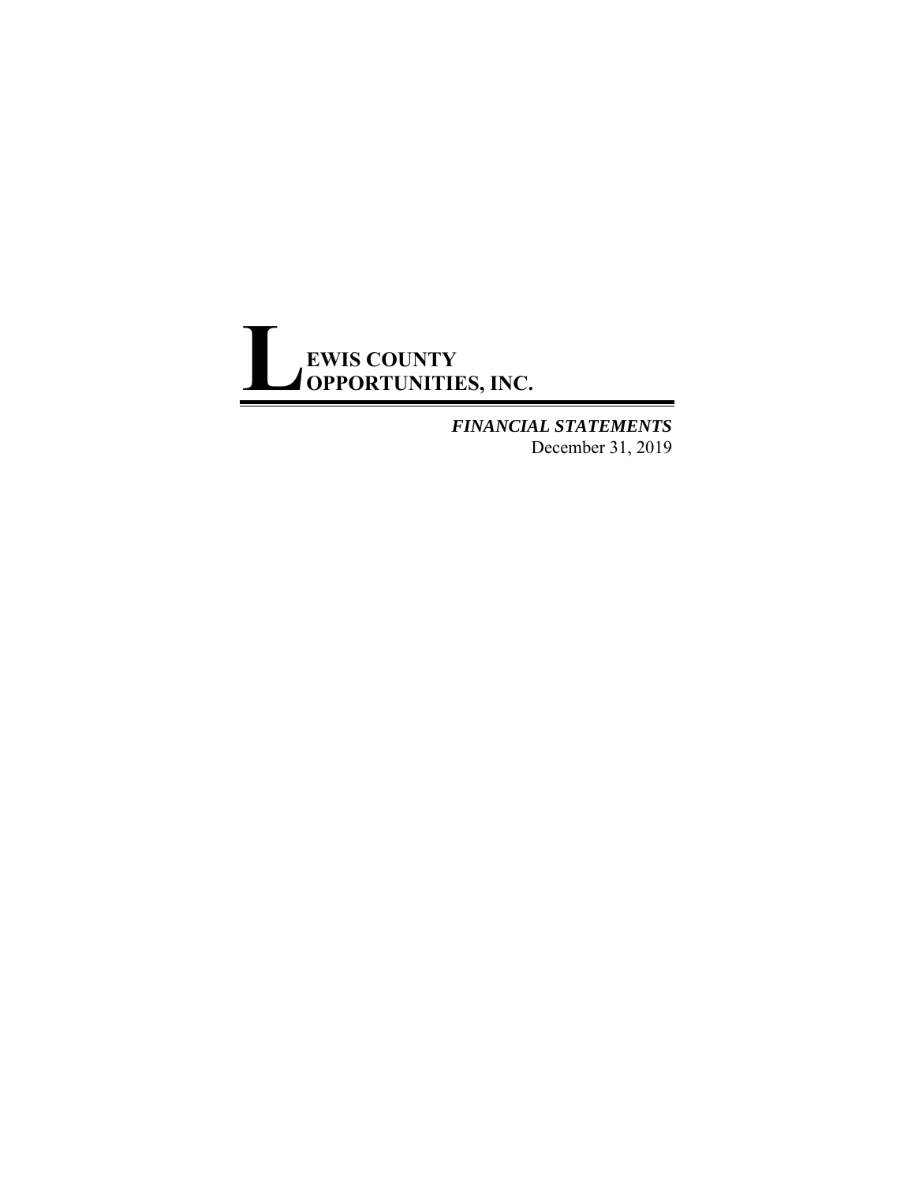# LEWIS COUNTY OPPORTUNITIES, INC.

***FINANCIAL STATEMENTS***

December 31, 2019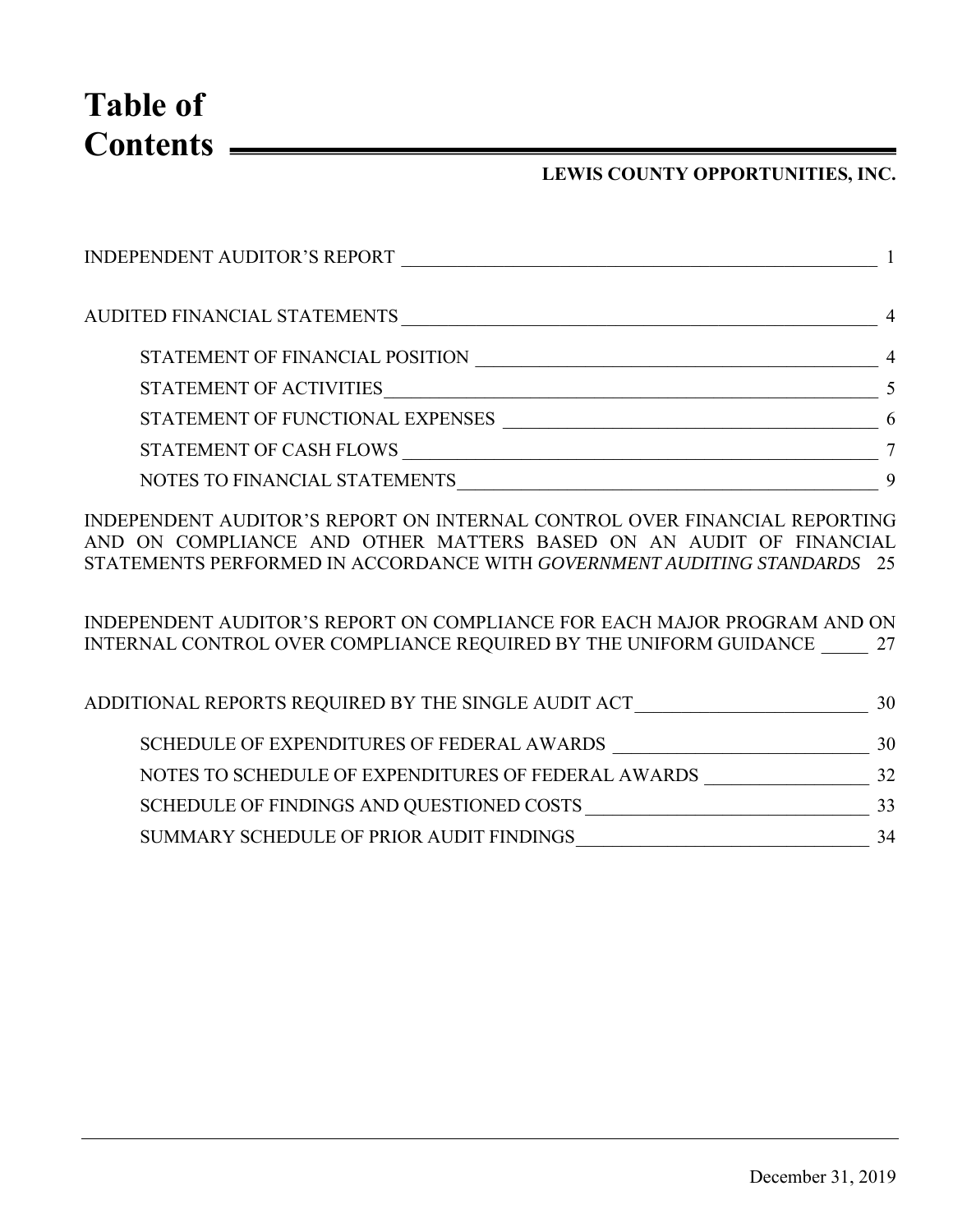# Table of Contents

**LEWIS COUNTY OPPORTUNITIES, INC.**

| | |
|---|---|
| INDEPENDENT AUDITOR'S REPORT | 1 |
| AUDITED FINANCIAL STATEMENTS | 4 |
| STATEMENT OF FINANCIAL POSITION | 4 |
| STATEMENT OF ACTIVITIES | 5 |
| STATEMENT OF FUNCTIONAL EXPENSES | 6 |
| STATEMENT OF CASH FLOWS | 7 |
| NOTES TO FINANCIAL STATEMENTS | 9 |
| INDEPENDENT AUDITOR'S REPORT ON INTERNAL CONTROL OVER FINANCIAL REPORTING AND ON COMPLIANCE AND OTHER MATTERS BASED ON AN AUDIT OF FINANCIAL STATEMENTS PERFORMED IN ACCORDANCE WITH *GOVERNMENT AUDITING STANDARDS* | 25 |
| INDEPENDENT AUDITOR'S REPORT ON COMPLIANCE FOR EACH MAJOR PROGRAM AND ON INTERNAL CONTROL OVER COMPLIANCE REQUIRED BY THE UNIFORM GUIDANCE | 27 |
| ADDITIONAL REPORTS REQUIRED BY THE SINGLE AUDIT ACT | 30 |
| SCHEDULE OF EXPENDITURES OF FEDERAL AWARDS | 30 |
| NOTES TO SCHEDULE OF EXPENDITURES OF FEDERAL AWARDS | 32 |
| SCHEDULE OF FINDINGS AND QUESTIONED COSTS | 33 |
| SUMMARY SCHEDULE OF PRIOR AUDIT FINDINGS | 34 |

December 31, 2019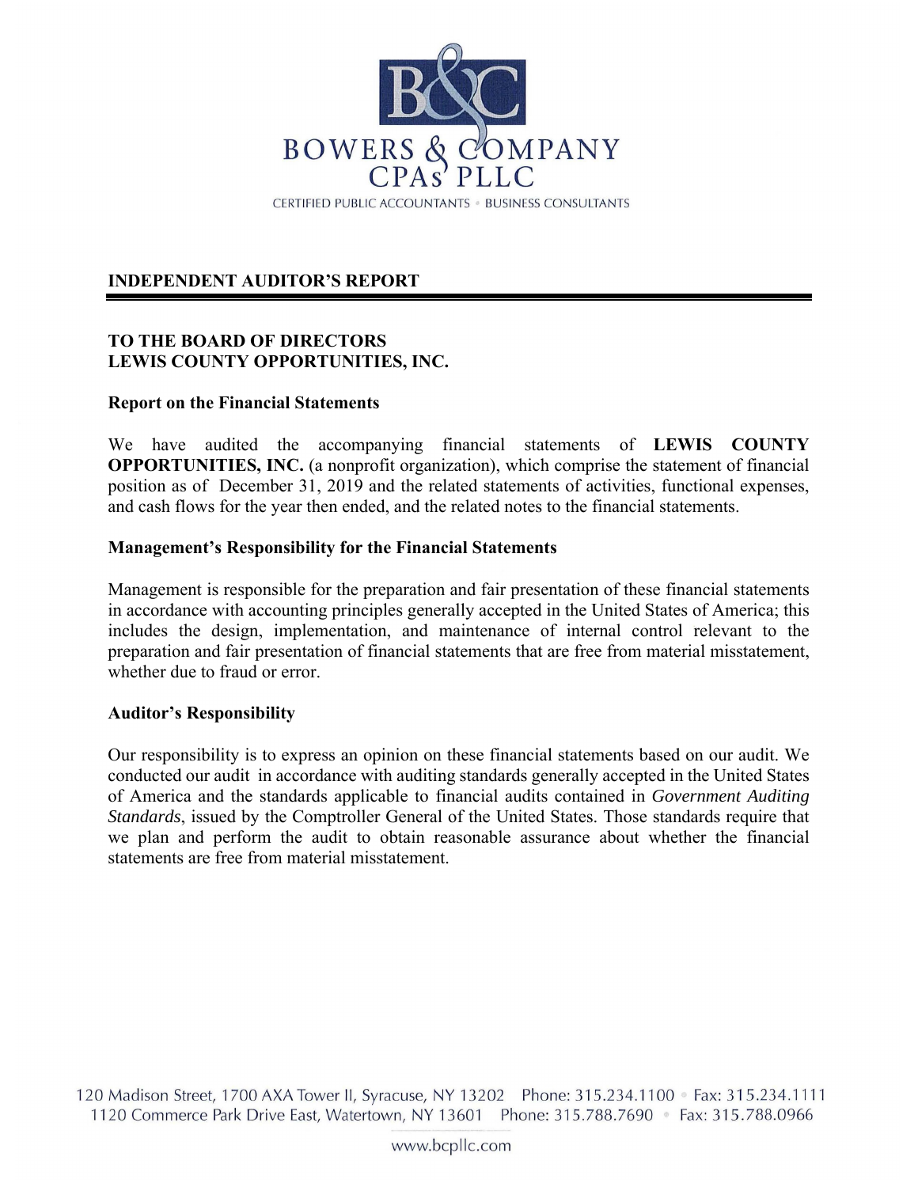BOWERS & COMPANY CPAs PLLC

CERTIFIED PUBLIC ACCOUNTANTS • BUSINESS CONSULTANTS

## INDEPENDENT AUDITOR'S REPORT

**TO THE BOARD OF DIRECTORS**
**LEWIS COUNTY OPPORTUNITIES, INC.**

### Report on the Financial Statements

We have audited the accompanying financial statements of **LEWIS COUNTY OPPORTUNITIES, INC.** (a nonprofit organization), which comprise the statement of financial position as of December 31, 2019 and the related statements of activities, functional expenses, and cash flows for the year then ended, and the related notes to the financial statements.

### Management's Responsibility for the Financial Statements

Management is responsible for the preparation and fair presentation of these financial statements in accordance with accounting principles generally accepted in the United States of America; this includes the design, implementation, and maintenance of internal control relevant to the preparation and fair presentation of financial statements that are free from material misstatement, whether due to fraud or error.

### Auditor's Responsibility

Our responsibility is to express an opinion on these financial statements based on our audit. We conducted our audit in accordance with auditing standards generally accepted in the United States of America and the standards applicable to financial audits contained in *Government Auditing Standards*, issued by the Comptroller General of the United States. Those standards require that we plan and perform the audit to obtain reasonable assurance about whether the financial statements are free from material misstatement.

120 Madison Street, 1700 AXA Tower II, Syracuse, NY 13202 Phone: 315.234.1100 • Fax: 315.234.1111
1120 Commerce Park Drive East, Watertown, NY 13601 Phone: 315.788.7690 • Fax: 315.788.0966

www.bcpllc.com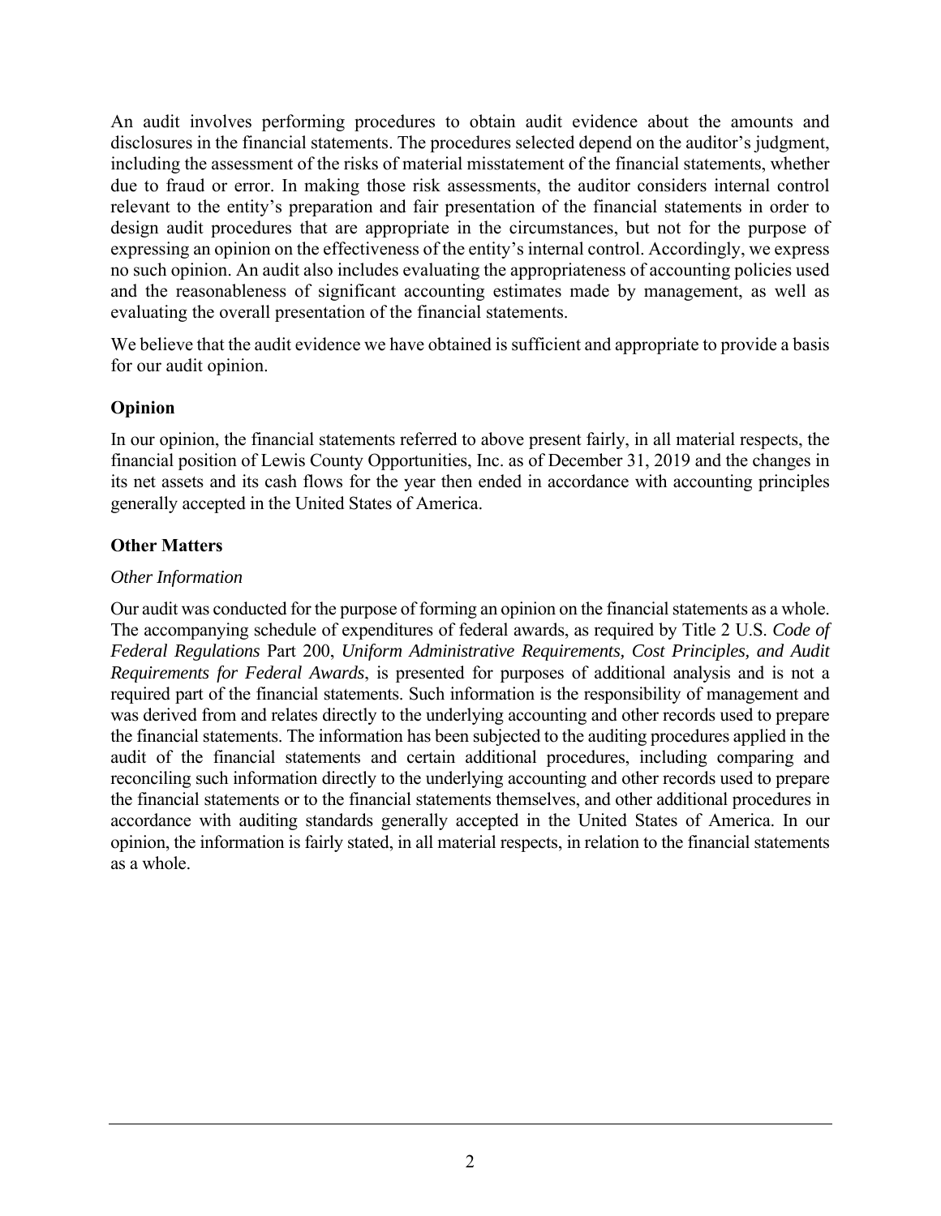An audit involves performing procedures to obtain audit evidence about the amounts and disclosures in the financial statements. The procedures selected depend on the auditor's judgment, including the assessment of the risks of material misstatement of the financial statements, whether due to fraud or error. In making those risk assessments, the auditor considers internal control relevant to the entity's preparation and fair presentation of the financial statements in order to design audit procedures that are appropriate in the circumstances, but not for the purpose of expressing an opinion on the effectiveness of the entity's internal control. Accordingly, we express no such opinion. An audit also includes evaluating the appropriateness of accounting policies used and the reasonableness of significant accounting estimates made by management, as well as evaluating the overall presentation of the financial statements.

We believe that the audit evidence we have obtained is sufficient and appropriate to provide a basis for our audit opinion.

## Opinion

In our opinion, the financial statements referred to above present fairly, in all material respects, the financial position of Lewis County Opportunities, Inc. as of December 31, 2019 and the changes in its net assets and its cash flows for the year then ended in accordance with accounting principles generally accepted in the United States of America.

## Other Matters

*Other Information*

Our audit was conducted for the purpose of forming an opinion on the financial statements as a whole. The accompanying schedule of expenditures of federal awards, as required by Title 2 U.S. *Code of Federal Regulations* Part 200, *Uniform Administrative Requirements, Cost Principles, and Audit Requirements for Federal Awards*, is presented for purposes of additional analysis and is not a required part of the financial statements. Such information is the responsibility of management and was derived from and relates directly to the underlying accounting and other records used to prepare the financial statements. The information has been subjected to the auditing procedures applied in the audit of the financial statements and certain additional procedures, including comparing and reconciling such information directly to the underlying accounting and other records used to prepare the financial statements or to the financial statements themselves, and other additional procedures in accordance with auditing standards generally accepted in the United States of America. In our opinion, the information is fairly stated, in all material respects, in relation to the financial statements as a whole.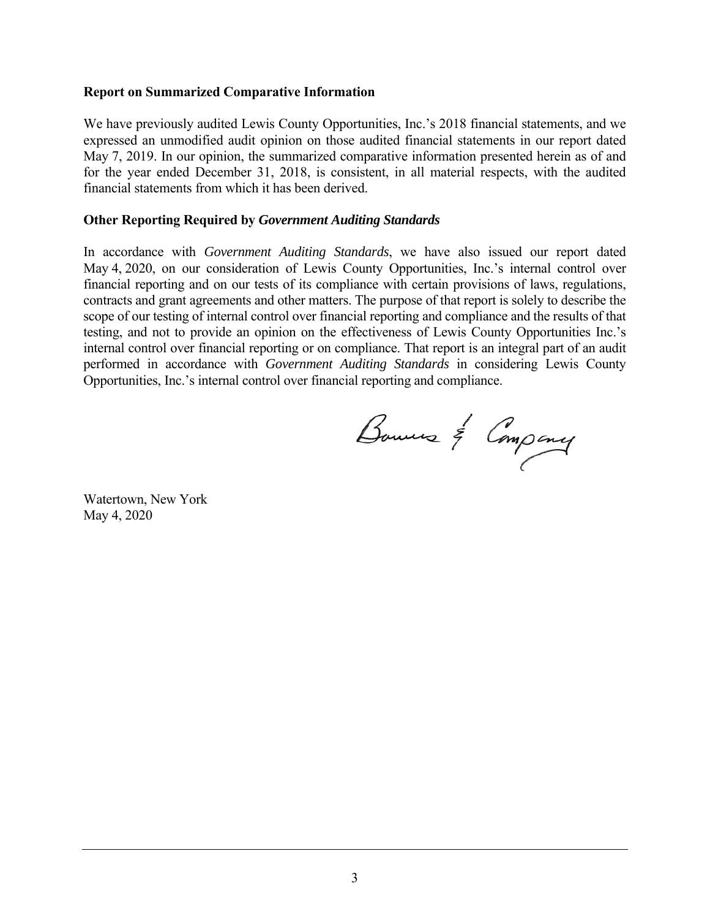### Report on Summarized Comparative Information

We have previously audited Lewis County Opportunities, Inc.'s 2018 financial statements, and we expressed an unmodified audit opinion on those audited financial statements in our report dated May 7, 2019. In our opinion, the summarized comparative information presented herein as of and for the year ended December 31, 2018, is consistent, in all material respects, with the audited financial statements from which it has been derived.

### Other Reporting Required by *Government Auditing Standards*

In accordance with *Government Auditing Standards*, we have also issued our report dated May 4, 2020, on our consideration of Lewis County Opportunities, Inc.'s internal control over financial reporting and on our tests of its compliance with certain provisions of laws, regulations, contracts and grant agreements and other matters. The purpose of that report is solely to describe the scope of our testing of internal control over financial reporting and compliance and the results of that testing, and not to provide an opinion on the effectiveness of Lewis County Opportunities Inc.'s internal control over financial reporting or on compliance. That report is an integral part of an audit performed in accordance with *Government Auditing Standards* in considering Lewis County Opportunities, Inc.'s internal control over financial reporting and compliance.

Bowers & Company

Watertown, New York
May 4, 2020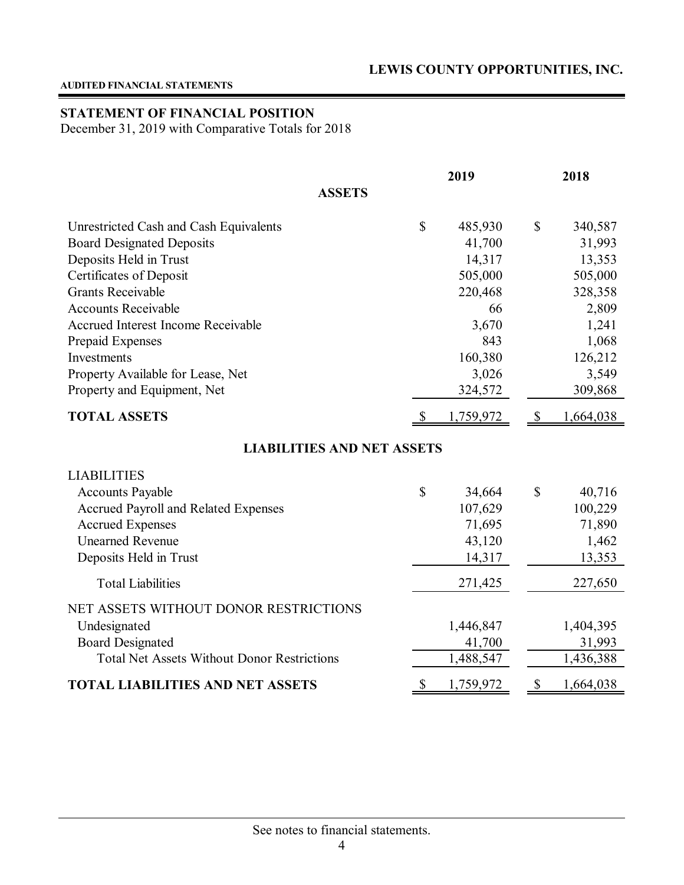**LEWIS COUNTY OPPORTUNITIES, INC.**

**AUDITED FINANCIAL STATEMENTS**

## STATEMENT OF FINANCIAL POSITION

December 31, 2019 with Comparative Totals for 2018

| | 2019 | 2018 |
|---|---|---|
| **ASSETS** | | |
| Unrestricted Cash and Cash Equivalents | $ 485,930 | $ 340,587 |
| Board Designated Deposits | 41,700 | 31,993 |
| Deposits Held in Trust | 14,317 | 13,353 |
| Certificates of Deposit | 505,000 | 505,000 |
| Grants Receivable | 220,468 | 328,358 |
| Accounts Receivable | 66 | 2,809 |
| Accrued Interest Income Receivable | 3,670 | 1,241 |
| Prepaid Expenses | 843 | 1,068 |
| Investments | 160,380 | 126,212 |
| Property Available for Lease, Net | 3,026 | 3,549 |
| Property and Equipment, Net | 324,572 | 309,868 |
| **TOTAL ASSETS** | $ 1,759,972 | $ 1,664,038 |
| **LIABILITIES AND NET ASSETS** | | |
| LIABILITIES | | |
| Accounts Payable | $ 34,664 | $ 40,716 |
| Accrued Payroll and Related Expenses | 107,629 | 100,229 |
| Accrued Expenses | 71,695 | 71,890 |
| Unearned Revenue | 43,120 | 1,462 |
| Deposits Held in Trust | 14,317 | 13,353 |
| Total Liabilities | 271,425 | 227,650 |
| NET ASSETS WITHOUT DONOR RESTRICTIONS | | |
| Undesignated | 1,446,847 | 1,404,395 |
| Board Designated | 41,700 | 31,993 |
| Total Net Assets Without Donor Restrictions | 1,488,547 | 1,436,388 |
| **TOTAL LIABILITIES AND NET ASSETS** | $ 1,759,972 | $ 1,664,038 |

See notes to financial statements.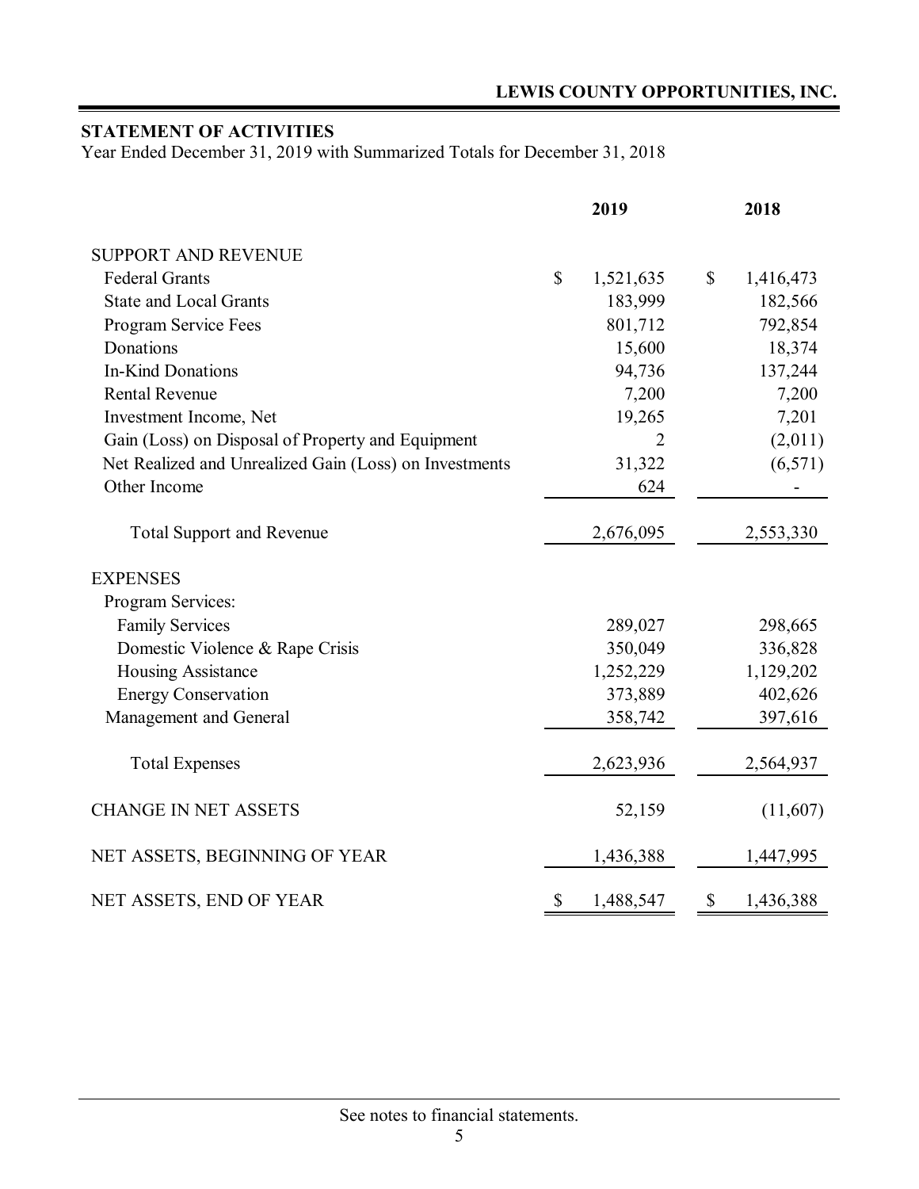**LEWIS COUNTY OPPORTUNITIES, INC.**

## STATEMENT OF ACTIVITIES

Year Ended December 31, 2019 with Summarized Totals for December 31, 2018

| | 2019 | 2018 |
|---|---|---|
| SUPPORT AND REVENUE | | |
| Federal Grants | $ 1,521,635 | $ 1,416,473 |
| State and Local Grants | 183,999 | 182,566 |
| Program Service Fees | 801,712 | 792,854 |
| Donations | 15,600 | 18,374 |
| In-Kind Donations | 94,736 | 137,244 |
| Rental Revenue | 7,200 | 7,200 |
| Investment Income, Net | 19,265 | 7,201 |
| Gain (Loss) on Disposal of Property and Equipment | 2 | (2,011) |
| Net Realized and Unrealized Gain (Loss) on Investments | 31,322 | (6,571) |
| Other Income | 624 | - |
| Total Support and Revenue | 2,676,095 | 2,553,330 |
| EXPENSES | | |
| Program Services: | | |
| Family Services | 289,027 | 298,665 |
| Domestic Violence & Rape Crisis | 350,049 | 336,828 |
| Housing Assistance | 1,252,229 | 1,129,202 |
| Energy Conservation | 373,889 | 402,626 |
| Management and General | 358,742 | 397,616 |
| Total Expenses | 2,623,936 | 2,564,937 |
| CHANGE IN NET ASSETS | 52,159 | (11,607) |
| NET ASSETS, BEGINNING OF YEAR | 1,436,388 | 1,447,995 |
| NET ASSETS, END OF YEAR | $ 1,488,547 | $ 1,436,388 |

See notes to financial statements.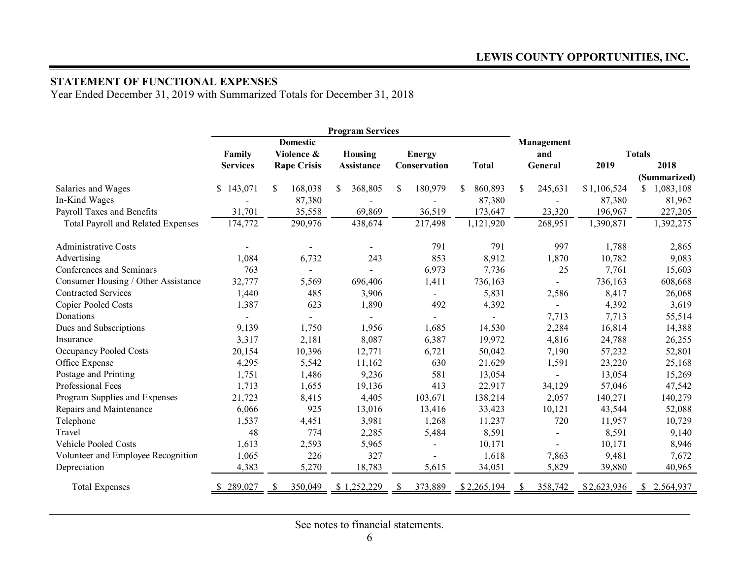LEWIS COUNTY OPPORTUNITIES, INC.

## STATEMENT OF FUNCTIONAL EXPENSES

Year Ended December 31, 2019 with Summarized Totals for December 31, 2018

| | Program Services | | | | | Management and General | Totals | |
|---|---|---|---|---|---|---|---|---|
| | Family Services | Domestic Violence & Rape Crisis | Housing Assistance | Energy Conservation | Total | | 2019 | 2018 (Summarized) |
| Salaries and Wages | $ 143,071 | $ 168,038 | $ 368,805 | $ 180,979 | $ 860,893 | $ 245,631 | $1,106,524 | $ 1,083,108 |
| In-Kind Wages | - | 87,380 | - | - | 87,380 | - | 87,380 | 81,962 |
| Payroll Taxes and Benefits | 31,701 | 35,558 | 69,869 | 36,519 | 173,647 | 23,320 | 196,967 | 227,205 |
| Total Payroll and Related Expenses | 174,772 | 290,976 | 438,674 | 217,498 | 1,121,920 | 268,951 | 1,390,871 | 1,392,275 |
| Administrative Costs | - | - | - | 791 | 791 | 997 | 1,788 | 2,865 |
| Advertising | 1,084 | 6,732 | 243 | 853 | 8,912 | 1,870 | 10,782 | 9,083 |
| Conferences and Seminars | 763 | - | - | 6,973 | 7,736 | 25 | 7,761 | 15,603 |
| Consumer Housing / Other Assistance | 32,777 | 5,569 | 696,406 | 1,411 | 736,163 | - | 736,163 | 608,668 |
| Contracted Services | 1,440 | 485 | 3,906 | - | 5,831 | 2,586 | 8,417 | 26,068 |
| Copier Pooled Costs | 1,387 | 623 | 1,890 | 492 | 4,392 | - | 4,392 | 3,619 |
| Donations | - | - | - | - | - | 7,713 | 7,713 | 55,514 |
| Dues and Subscriptions | 9,139 | 1,750 | 1,956 | 1,685 | 14,530 | 2,284 | 16,814 | 14,388 |
| Insurance | 3,317 | 2,181 | 8,087 | 6,387 | 19,972 | 4,816 | 24,788 | 26,255 |
| Occupancy Pooled Costs | 20,154 | 10,396 | 12,771 | 6,721 | 50,042 | 7,190 | 57,232 | 52,801 |
| Office Expense | 4,295 | 5,542 | 11,162 | 630 | 21,629 | 1,591 | 23,220 | 25,168 |
| Postage and Printing | 1,751 | 1,486 | 9,236 | 581 | 13,054 | - | 13,054 | 15,269 |
| Professional Fees | 1,713 | 1,655 | 19,136 | 413 | 22,917 | 34,129 | 57,046 | 47,542 |
| Program Supplies and Expenses | 21,723 | 8,415 | 4,405 | 103,671 | 138,214 | 2,057 | 140,271 | 140,279 |
| Repairs and Maintenance | 6,066 | 925 | 13,016 | 13,416 | 33,423 | 10,121 | 43,544 | 52,088 |
| Telephone | 1,537 | 4,451 | 3,981 | 1,268 | 11,237 | 720 | 11,957 | 10,729 |
| Travel | 48 | 774 | 2,285 | 5,484 | 8,591 | - | 8,591 | 9,140 |
| Vehicle Pooled Costs | 1,613 | 2,593 | 5,965 | - | 10,171 | - | 10,171 | 8,946 |
| Volunteer and Employee Recognition | 1,065 | 226 | 327 | - | 1,618 | 7,863 | 9,481 | 7,672 |
| Depreciation | 4,383 | 5,270 | 18,783 | 5,615 | 34,051 | 5,829 | 39,880 | 40,965 |
| Total Expenses | $ 289,027 | $ 350,049 | $ 1,252,229 | $ 373,889 | $ 2,265,194 | $ 358,742 | $2,623,936 | $ 2,564,937 |

See notes to financial statements.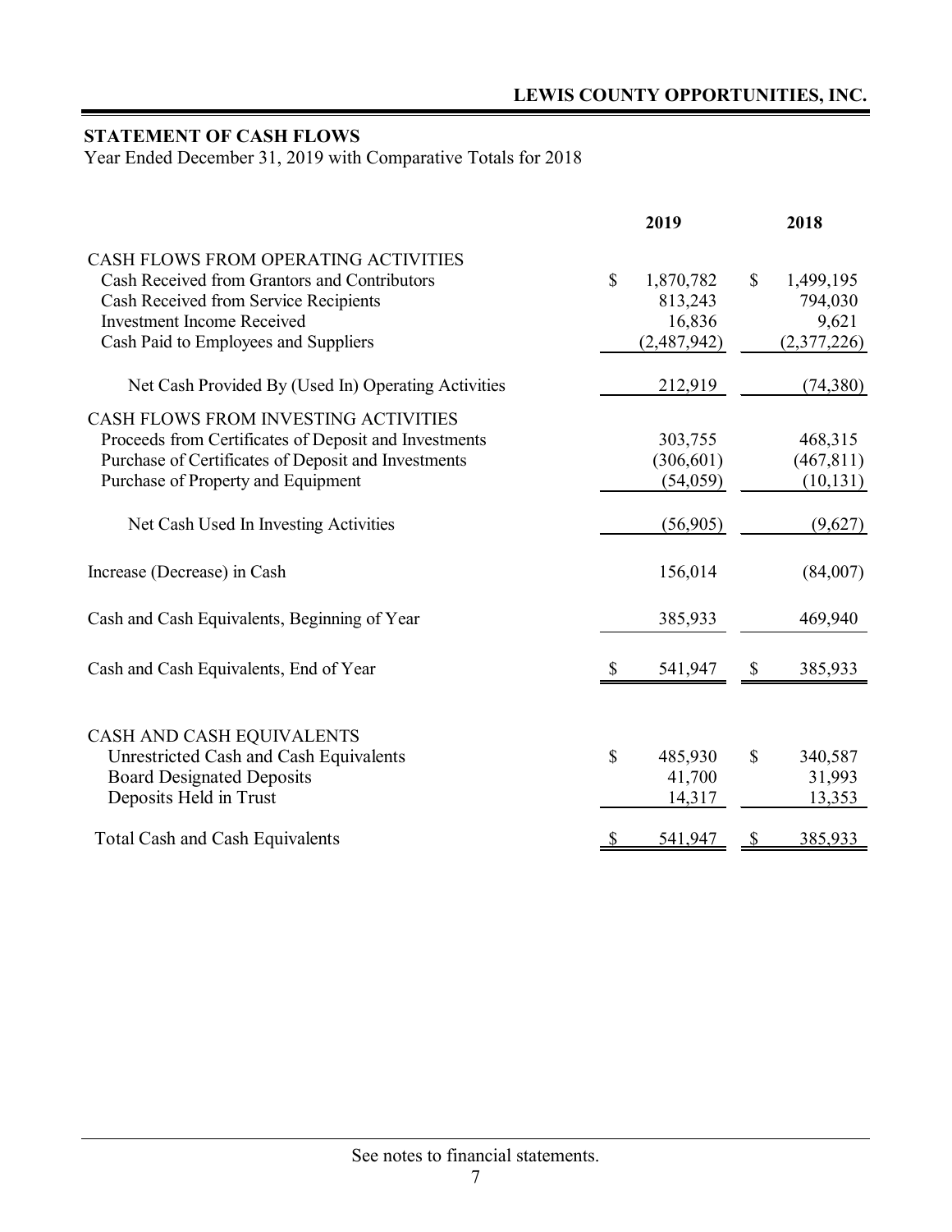## STATEMENT OF CASH FLOWS

Year Ended December 31, 2019 with Comparative Totals for 2018

| | 2019 | 2018 |
|---|---|---|
| CASH FLOWS FROM OPERATING ACTIVITIES | | |
| Cash Received from Grantors and Contributors | $ 1,870,782 | $ 1,499,195 |
| Cash Received from Service Recipients | 813,243 | 794,030 |
| Investment Income Received | 16,836 | 9,621 |
| Cash Paid to Employees and Suppliers | (2,487,942) | (2,377,226) |
| Net Cash Provided By (Used In) Operating Activities | 212,919 | (74,380) |
| CASH FLOWS FROM INVESTING ACTIVITIES | | |
| Proceeds from Certificates of Deposit and Investments | 303,755 | 468,315 |
| Purchase of Certificates of Deposit and Investments | (306,601) | (467,811) |
| Purchase of Property and Equipment | (54,059) | (10,131) |
| Net Cash Used In Investing Activities | (56,905) | (9,627) |
| Increase (Decrease) in Cash | 156,014 | (84,007) |
| Cash and Cash Equivalents, Beginning of Year | 385,933 | 469,940 |
| Cash and Cash Equivalents, End of Year | $ 541,947 | $ 385,933 |

| | 2019 | 2018 |
|---|---|---|
| CASH AND CASH EQUIVALENTS | | |
| Unrestricted Cash and Cash Equivalents | $ 485,930 | $ 340,587 |
| Board Designated Deposits | 41,700 | 31,993 |
| Deposits Held in Trust | 14,317 | 13,353 |
| Total Cash and Cash Equivalents | $ 541,947 | $ 385,933 |

See notes to financial statements.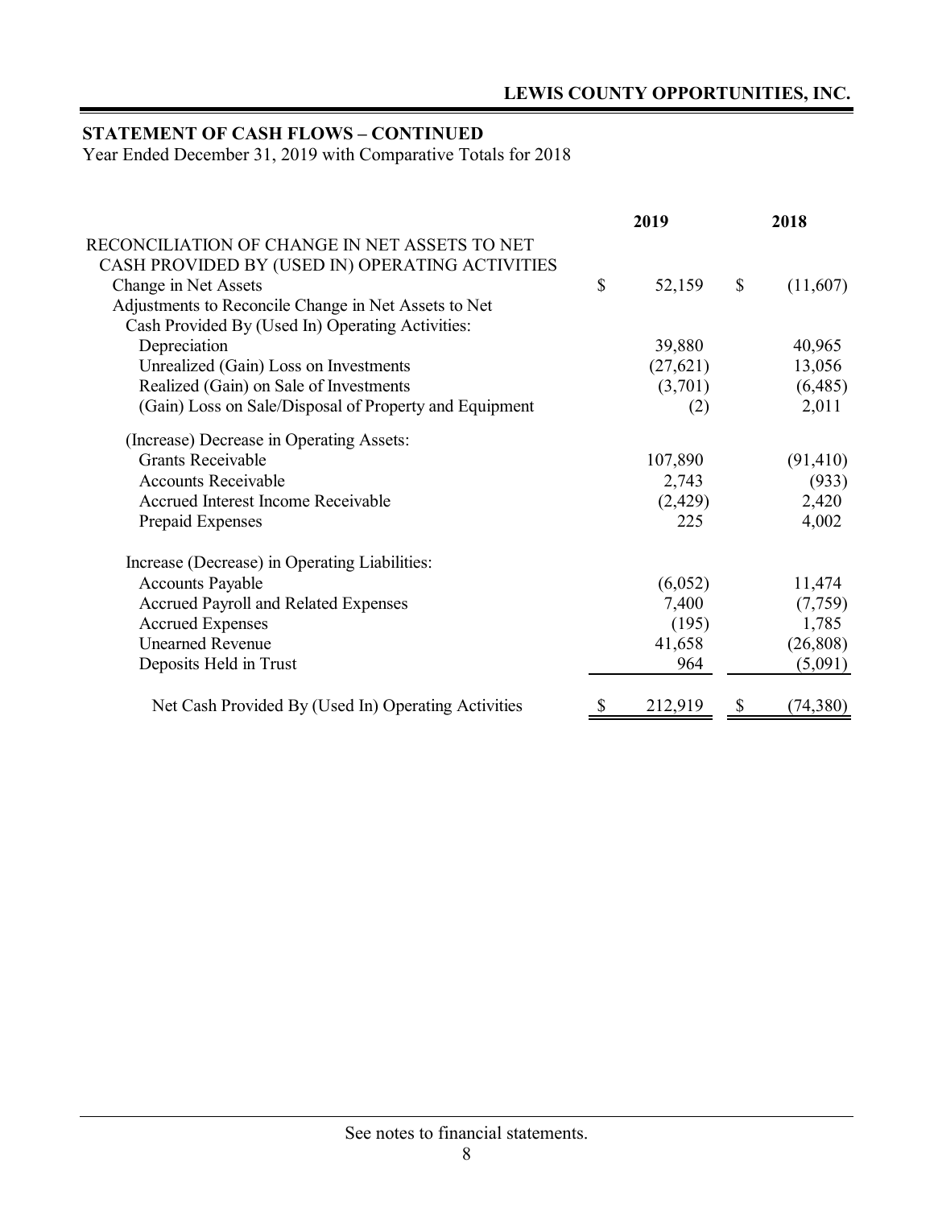**LEWIS COUNTY OPPORTUNITIES, INC.**

## STATEMENT OF CASH FLOWS – CONTINUED

Year Ended December 31, 2019 with Comparative Totals for 2018

| | 2019 | 2018 |
|---|---|---|
| RECONCILIATION OF CHANGE IN NET ASSETS TO NET CASH PROVIDED BY (USED IN) OPERATING ACTIVITIES | | |
| Change in Net Assets | $ 52,159 | $ (11,607) |
| Adjustments to Reconcile Change in Net Assets to Net Cash Provided By (Used In) Operating Activities: | | |
| Depreciation | 39,880 | 40,965 |
| Unrealized (Gain) Loss on Investments | (27,621) | 13,056 |
| Realized (Gain) on Sale of Investments | (3,701) | (6,485) |
| (Gain) Loss on Sale/Disposal of Property and Equipment | (2) | 2,011 |
| (Increase) Decrease in Operating Assets: | | |
| Grants Receivable | 107,890 | (91,410) |
| Accounts Receivable | 2,743 | (933) |
| Accrued Interest Income Receivable | (2,429) | 2,420 |
| Prepaid Expenses | 225 | 4,002 |
| Increase (Decrease) in Operating Liabilities: | | |
| Accounts Payable | (6,052) | 11,474 |
| Accrued Payroll and Related Expenses | 7,400 | (7,759) |
| Accrued Expenses | (195) | 1,785 |
| Unearned Revenue | 41,658 | (26,808) |
| Deposits Held in Trust | 964 | (5,091) |
| Net Cash Provided By (Used In) Operating Activities | $ 212,919 | $ (74,380) |

See notes to financial statements.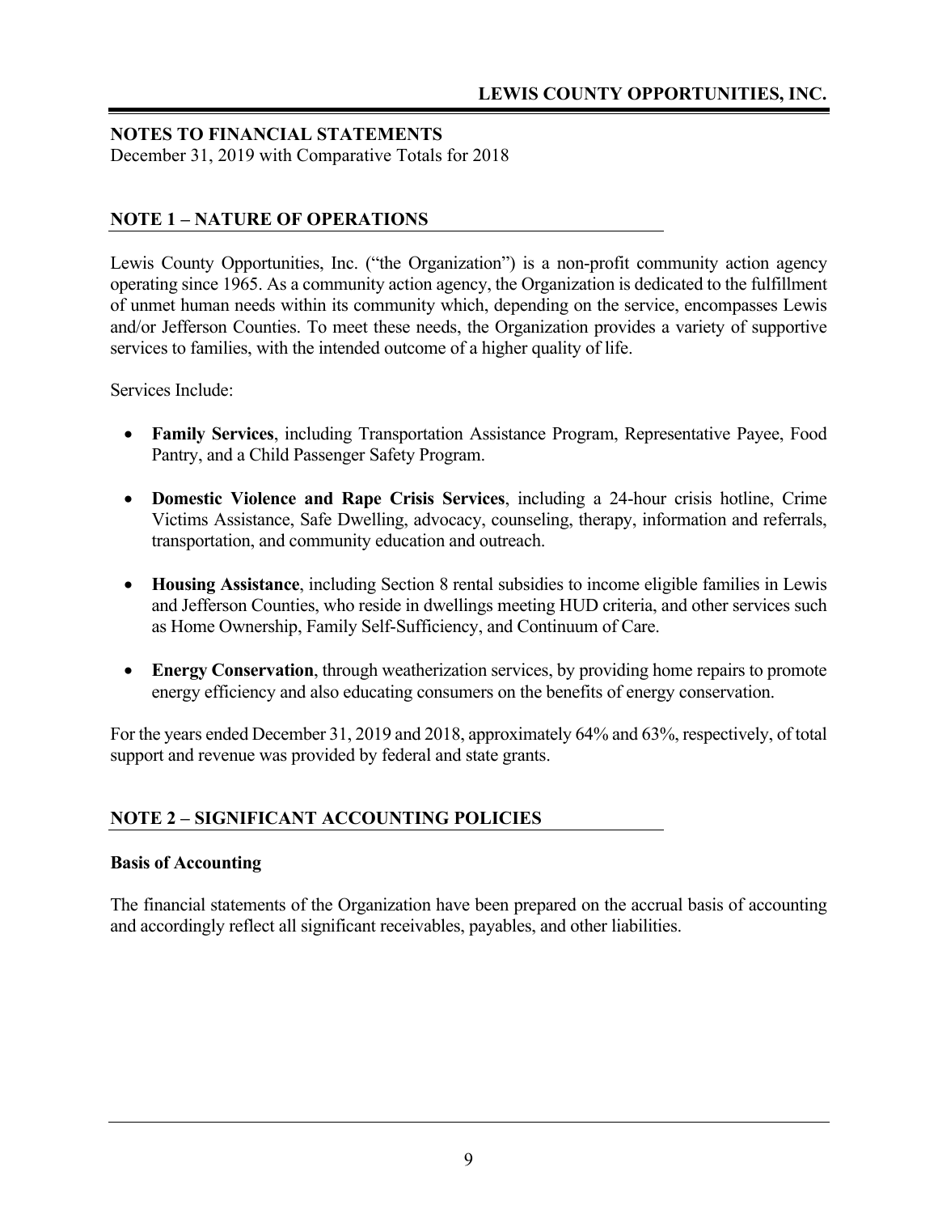## NOTES TO FINANCIAL STATEMENTS

December 31, 2019 with Comparative Totals for 2018

### NOTE 1 – NATURE OF OPERATIONS

Lewis County Opportunities, Inc. ("the Organization") is a non-profit community action agency operating since 1965. As a community action agency, the Organization is dedicated to the fulfillment of unmet human needs within its community which, depending on the service, encompasses Lewis and/or Jefferson Counties. To meet these needs, the Organization provides a variety of supportive services to families, with the intended outcome of a higher quality of life.

Services Include:

- **Family Services**, including Transportation Assistance Program, Representative Payee, Food Pantry, and a Child Passenger Safety Program.
- **Domestic Violence and Rape Crisis Services**, including a 24-hour crisis hotline, Crime Victims Assistance, Safe Dwelling, advocacy, counseling, therapy, information and referrals, transportation, and community education and outreach.
- **Housing Assistance**, including Section 8 rental subsidies to income eligible families in Lewis and Jefferson Counties, who reside in dwellings meeting HUD criteria, and other services such as Home Ownership, Family Self-Sufficiency, and Continuum of Care.
- **Energy Conservation**, through weatherization services, by providing home repairs to promote energy efficiency and also educating consumers on the benefits of energy conservation.

For the years ended December 31, 2019 and 2018, approximately 64% and 63%, respectively, of total support and revenue was provided by federal and state grants.

### NOTE 2 – SIGNIFICANT ACCOUNTING POLICIES

**Basis of Accounting**

The financial statements of the Organization have been prepared on the accrual basis of accounting and accordingly reflect all significant receivables, payables, and other liabilities.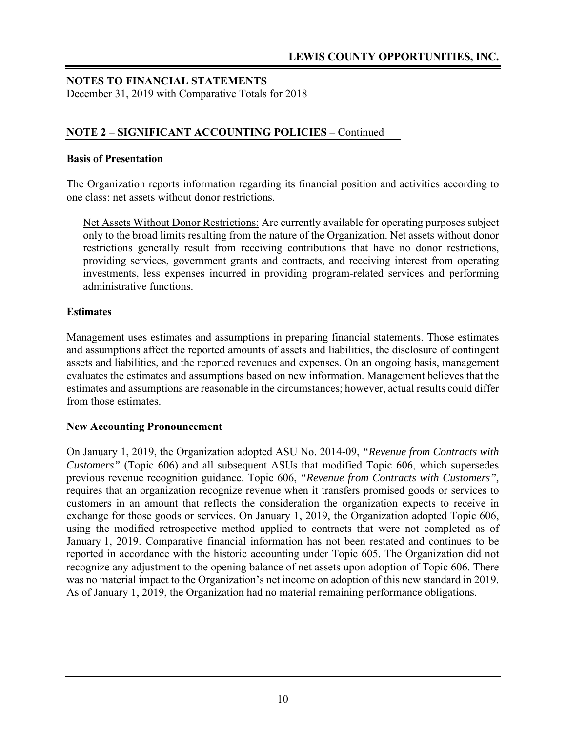## NOTES TO FINANCIAL STATEMENTS

December 31, 2019 with Comparative Totals for 2018

### NOTE 2 – SIGNIFICANT ACCOUNTING POLICIES – Continued

**Basis of Presentation**

The Organization reports information regarding its financial position and activities according to one class: net assets without donor restrictions.

Net Assets Without Donor Restrictions: Are currently available for operating purposes subject only to the broad limits resulting from the nature of the Organization. Net assets without donor restrictions generally result from receiving contributions that have no donor restrictions, providing services, government grants and contracts, and receiving interest from operating investments, less expenses incurred in providing program-related services and performing administrative functions.

**Estimates**

Management uses estimates and assumptions in preparing financial statements. Those estimates and assumptions affect the reported amounts of assets and liabilities, the disclosure of contingent assets and liabilities, and the reported revenues and expenses. On an ongoing basis, management evaluates the estimates and assumptions based on new information. Management believes that the estimates and assumptions are reasonable in the circumstances; however, actual results could differ from those estimates.

**New Accounting Pronouncement**

On January 1, 2019, the Organization adopted ASU No. 2014-09, *"Revenue from Contracts with Customers"* (Topic 606) and all subsequent ASUs that modified Topic 606, which supersedes previous revenue recognition guidance. Topic 606, *"Revenue from Contracts with Customers",* requires that an organization recognize revenue when it transfers promised goods or services to customers in an amount that reflects the consideration the organization expects to receive in exchange for those goods or services. On January 1, 2019, the Organization adopted Topic 606, using the modified retrospective method applied to contracts that were not completed as of January 1, 2019. Comparative financial information has not been restated and continues to be reported in accordance with the historic accounting under Topic 605. The Organization did not recognize any adjustment to the opening balance of net assets upon adoption of Topic 606. There was no material impact to the Organization's net income on adoption of this new standard in 2019. As of January 1, 2019, the Organization had no material remaining performance obligations.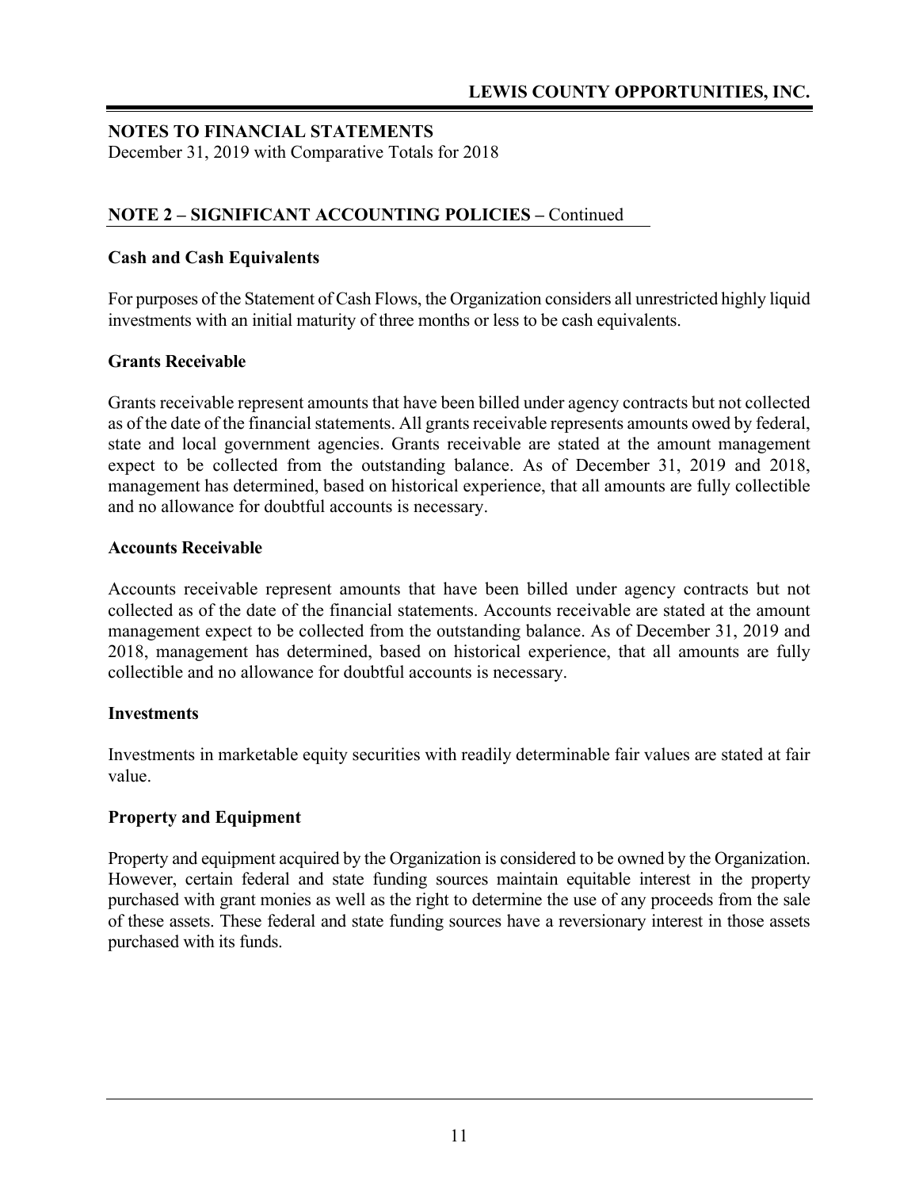## NOTES TO FINANCIAL STATEMENTS

December 31, 2019 with Comparative Totals for 2018

### NOTE 2 – SIGNIFICANT ACCOUNTING POLICIES – Continued

**Cash and Cash Equivalents**

For purposes of the Statement of Cash Flows, the Organization considers all unrestricted highly liquid investments with an initial maturity of three months or less to be cash equivalents.

**Grants Receivable**

Grants receivable represent amounts that have been billed under agency contracts but not collected as of the date of the financial statements. All grants receivable represents amounts owed by federal, state and local government agencies. Grants receivable are stated at the amount management expect to be collected from the outstanding balance. As of December 31, 2019 and 2018, management has determined, based on historical experience, that all amounts are fully collectible and no allowance for doubtful accounts is necessary.

**Accounts Receivable**

Accounts receivable represent amounts that have been billed under agency contracts but not collected as of the date of the financial statements. Accounts receivable are stated at the amount management expect to be collected from the outstanding balance. As of December 31, 2019 and 2018, management has determined, based on historical experience, that all amounts are fully collectible and no allowance for doubtful accounts is necessary.

**Investments**

Investments in marketable equity securities with readily determinable fair values are stated at fair value.

**Property and Equipment**

Property and equipment acquired by the Organization is considered to be owned by the Organization. However, certain federal and state funding sources maintain equitable interest in the property purchased with grant monies as well as the right to determine the use of any proceeds from the sale of these assets. These federal and state funding sources have a reversionary interest in those assets purchased with its funds.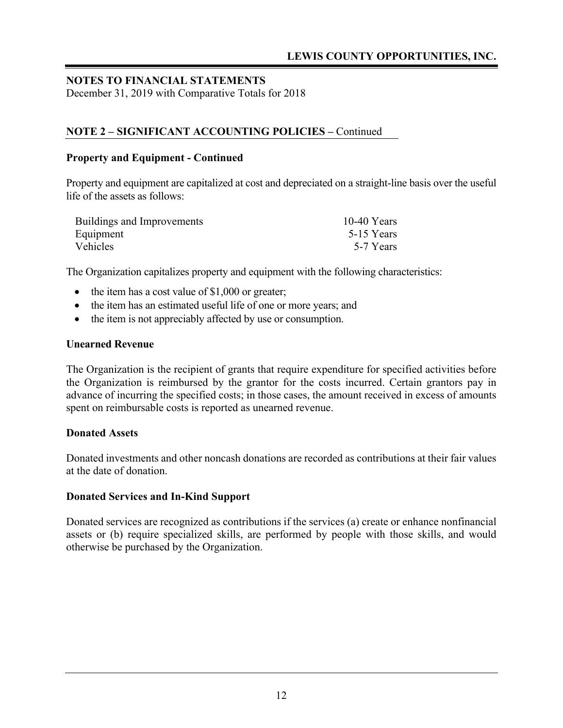## NOTES TO FINANCIAL STATEMENTS

December 31, 2019 with Comparative Totals for 2018

### NOTE 2 – SIGNIFICANT ACCOUNTING POLICIES – Continued

**Property and Equipment - Continued**

Property and equipment are capitalized at cost and depreciated on a straight-line basis over the useful life of the assets as follows:

| | |
|---|---|
| Buildings and Improvements | 10-40 Years |
| Equipment | 5-15 Years |
| Vehicles | 5-7 Years |

The Organization capitalizes property and equipment with the following characteristics:

- the item has a cost value of $1,000 or greater;
- the item has an estimated useful life of one or more years; and
- the item is not appreciably affected by use or consumption.

**Unearned Revenue**

The Organization is the recipient of grants that require expenditure for specified activities before the Organization is reimbursed by the grantor for the costs incurred. Certain grantors pay in advance of incurring the specified costs; in those cases, the amount received in excess of amounts spent on reimbursable costs is reported as unearned revenue.

**Donated Assets**

Donated investments and other noncash donations are recorded as contributions at their fair values at the date of donation.

**Donated Services and In-Kind Support**

Donated services are recognized as contributions if the services (a) create or enhance nonfinancial assets or (b) require specialized skills, are performed by people with those skills, and would otherwise be purchased by the Organization.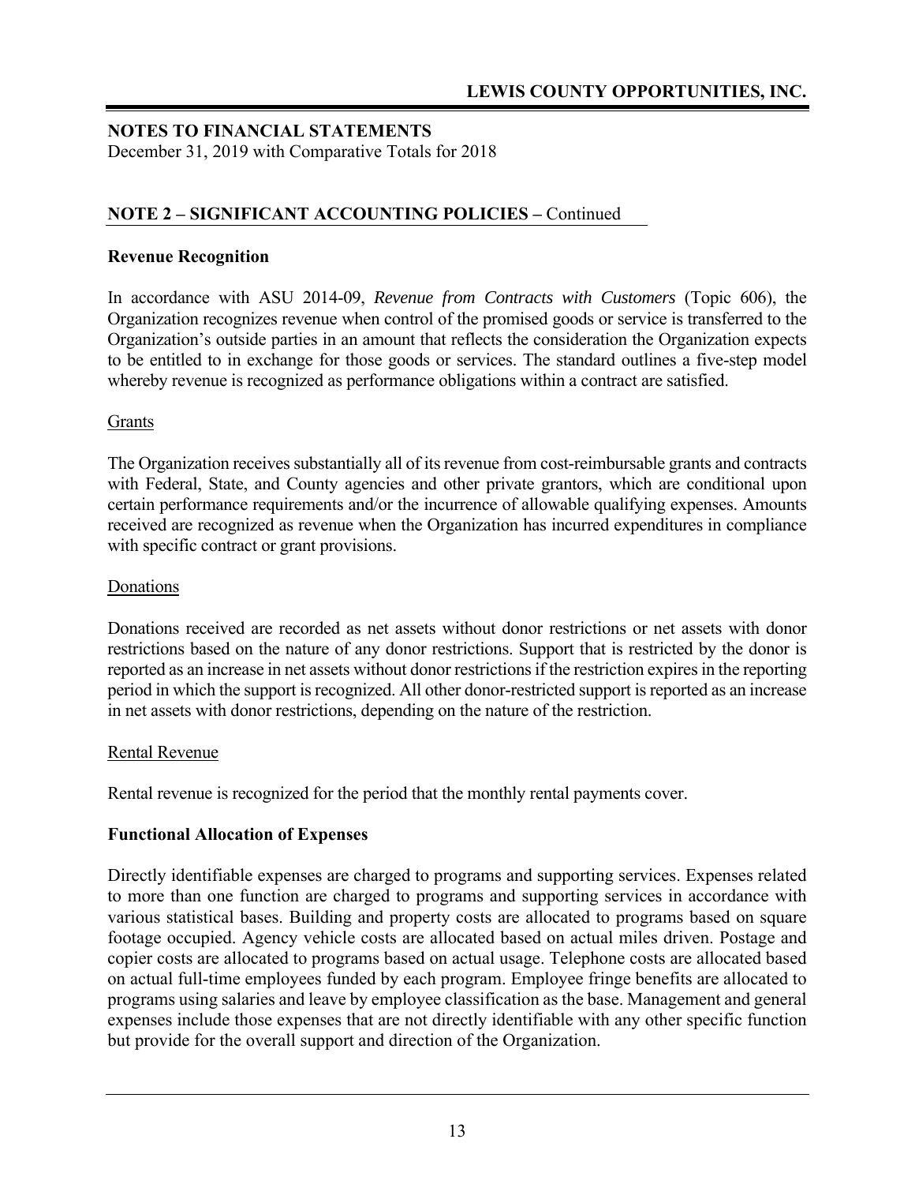# LEWIS COUNTY OPPORTUNITIES, INC.

## NOTES TO FINANCIAL STATEMENTS

December 31, 2019 with Comparative Totals for 2018

## NOTE 2 – SIGNIFICANT ACCOUNTING POLICIES – Continued

### Revenue Recognition

In accordance with ASU 2014-09, *Revenue from Contracts with Customers* (Topic 606), the Organization recognizes revenue when control of the promised goods or service is transferred to the Organization's outside parties in an amount that reflects the consideration the Organization expects to be entitled to in exchange for those goods or services. The standard outlines a five-step model whereby revenue is recognized as performance obligations within a contract are satisfied.

Grants

The Organization receives substantially all of its revenue from cost-reimbursable grants and contracts with Federal, State, and County agencies and other private grantors, which are conditional upon certain performance requirements and/or the incurrence of allowable qualifying expenses. Amounts received are recognized as revenue when the Organization has incurred expenditures in compliance with specific contract or grant provisions.

Donations

Donations received are recorded as net assets without donor restrictions or net assets with donor restrictions based on the nature of any donor restrictions. Support that is restricted by the donor is reported as an increase in net assets without donor restrictions if the restriction expires in the reporting period in which the support is recognized. All other donor-restricted support is reported as an increase in net assets with donor restrictions, depending on the nature of the restriction.

Rental Revenue

Rental revenue is recognized for the period that the monthly rental payments cover.

### Functional Allocation of Expenses

Directly identifiable expenses are charged to programs and supporting services. Expenses related to more than one function are charged to programs and supporting services in accordance with various statistical bases. Building and property costs are allocated to programs based on square footage occupied. Agency vehicle costs are allocated based on actual miles driven. Postage and copier costs are allocated to programs based on actual usage. Telephone costs are allocated based on actual full-time employees funded by each program. Employee fringe benefits are allocated to programs using salaries and leave by employee classification as the base. Management and general expenses include those expenses that are not directly identifiable with any other specific function but provide for the overall support and direction of the Organization.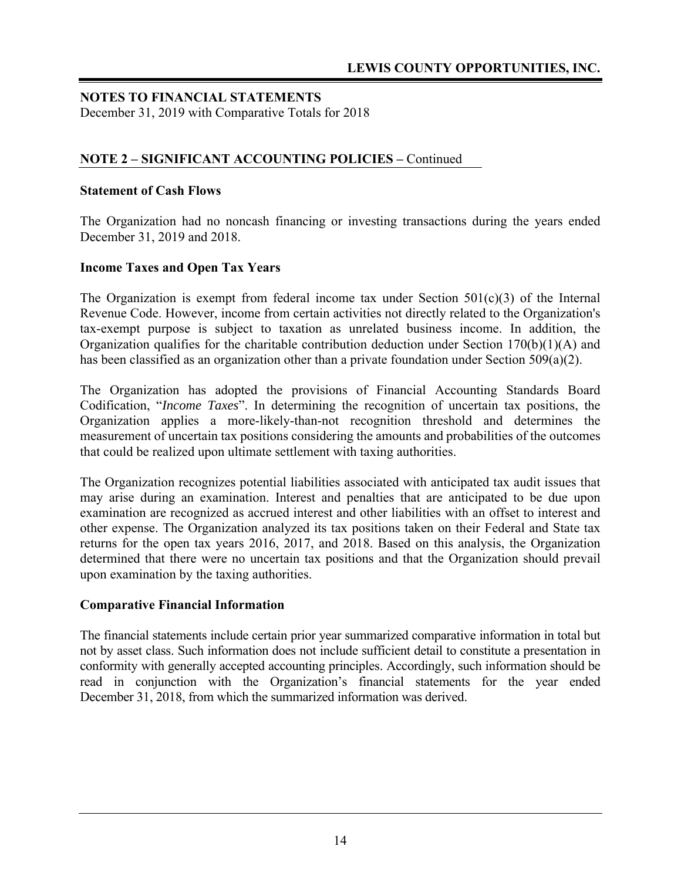**NOTES TO FINANCIAL STATEMENTS**
December 31, 2019 with Comparative Totals for 2018

## NOTE 2 – SIGNIFICANT ACCOUNTING POLICIES – Continued

### Statement of Cash Flows

The Organization had no noncash financing or investing transactions during the years ended December 31, 2019 and 2018.

### Income Taxes and Open Tax Years

The Organization is exempt from federal income tax under Section 501(c)(3) of the Internal Revenue Code. However, income from certain activities not directly related to the Organization's tax-exempt purpose is subject to taxation as unrelated business income. In addition, the Organization qualifies for the charitable contribution deduction under Section 170(b)(1)(A) and has been classified as an organization other than a private foundation under Section 509(a)(2).

The Organization has adopted the provisions of Financial Accounting Standards Board Codification, "*Income Taxes*". In determining the recognition of uncertain tax positions, the Organization applies a more-likely-than-not recognition threshold and determines the measurement of uncertain tax positions considering the amounts and probabilities of the outcomes that could be realized upon ultimate settlement with taxing authorities.

The Organization recognizes potential liabilities associated with anticipated tax audit issues that may arise during an examination. Interest and penalties that are anticipated to be due upon examination are recognized as accrued interest and other liabilities with an offset to interest and other expense. The Organization analyzed its tax positions taken on their Federal and State tax returns for the open tax years 2016, 2017, and 2018. Based on this analysis, the Organization determined that there were no uncertain tax positions and that the Organization should prevail upon examination by the taxing authorities.

### Comparative Financial Information

The financial statements include certain prior year summarized comparative information in total but not by asset class. Such information does not include sufficient detail to constitute a presentation in conformity with generally accepted accounting principles. Accordingly, such information should be read in conjunction with the Organization's financial statements for the year ended December 31, 2018, from which the summarized information was derived.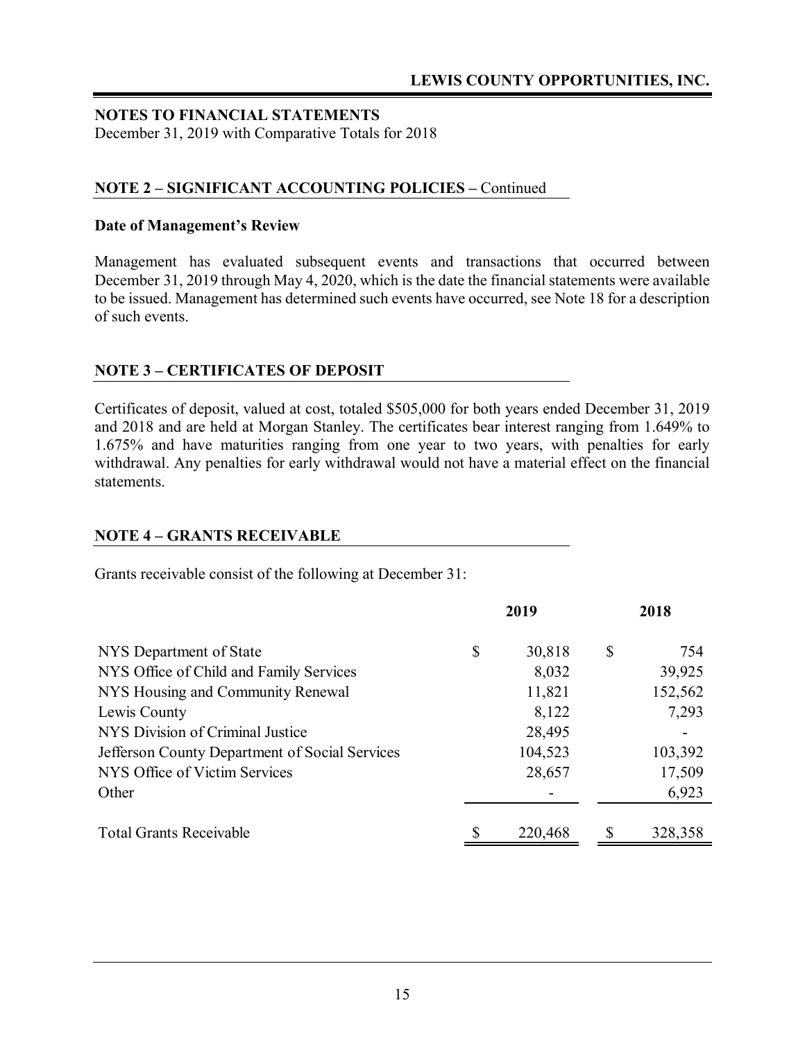## NOTES TO FINANCIAL STATEMENTS

December 31, 2019 with Comparative Totals for 2018

### NOTE 2 – SIGNIFICANT ACCOUNTING POLICIES – Continued

**Date of Management's Review**

Management has evaluated subsequent events and transactions that occurred between December 31, 2019 through May 4, 2020, which is the date the financial statements were available to be issued. Management has determined such events have occurred, see Note 18 for a description of such events.

### NOTE 3 – CERTIFICATES OF DEPOSIT

Certificates of deposit, valued at cost, totaled $505,000 for both years ended December 31, 2019 and 2018 and are held at Morgan Stanley. The certificates bear interest ranging from 1.649% to 1.675% and have maturities ranging from one year to two years, with penalties for early withdrawal. Any penalties for early withdrawal would not have a material effect on the financial statements.

### NOTE 4 – GRANTS RECEIVABLE

Grants receivable consist of the following at December 31:

| | 2019 | 2018 |
|---|---|---|
| NYS Department of State | $ 30,818 | $ 754 |
| NYS Office of Child and Family Services | 8,032 | 39,925 |
| NYS Housing and Community Renewal | 11,821 | 152,562 |
| Lewis County | 8,122 | 7,293 |
| NYS Division of Criminal Justice | 28,495 | - |
| Jefferson County Department of Social Services | 104,523 | 103,392 |
| NYS Office of Victim Services | 28,657 | 17,509 |
| Other | - | 6,923 |
| Total Grants Receivable | $ 220,468 | $ 328,358 |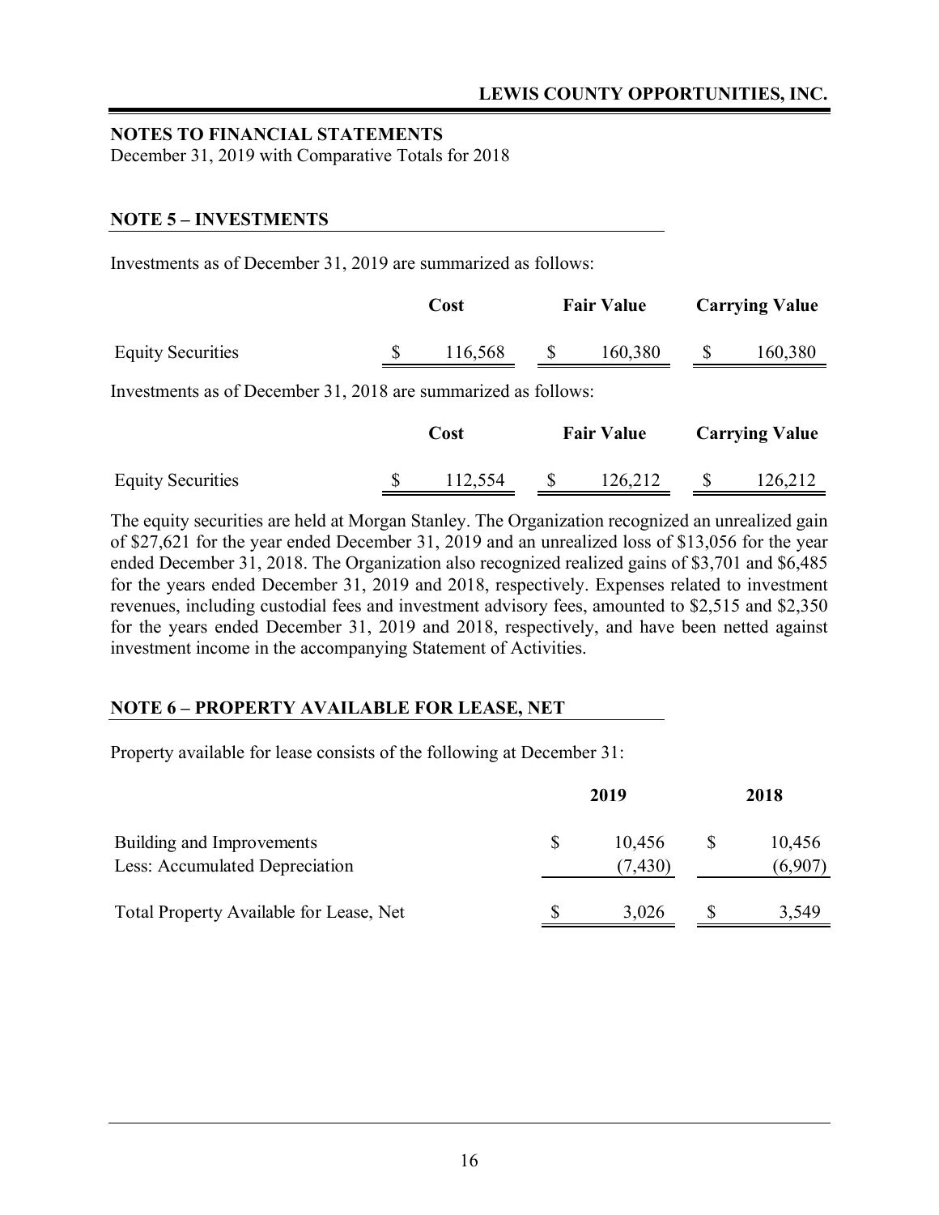## NOTES TO FINANCIAL STATEMENTS

December 31, 2019 with Comparative Totals for 2018

### NOTE 5 – INVESTMENTS

Investments as of December 31, 2019 are summarized as follows:

| | Cost | Fair Value | Carrying Value |
|---|---|---|---|
| Equity Securities | $ 116,568 | $ 160,380 | $ 160,380 |

Investments as of December 31, 2018 are summarized as follows:

| | Cost | Fair Value | Carrying Value |
|---|---|---|---|
| Equity Securities | $ 112,554 | $ 126,212 | $ 126,212 |

The equity securities are held at Morgan Stanley. The Organization recognized an unrealized gain of $27,621 for the year ended December 31, 2019 and an unrealized loss of $13,056 for the year ended December 31, 2018. The Organization also recognized realized gains of $3,701 and $6,485 for the years ended December 31, 2019 and 2018, respectively. Expenses related to investment revenues, including custodial fees and investment advisory fees, amounted to $2,515 and $2,350 for the years ended December 31, 2019 and 2018, respectively, and have been netted against investment income in the accompanying Statement of Activities.

### NOTE 6 – PROPERTY AVAILABLE FOR LEASE, NET

Property available for lease consists of the following at December 31:

| | 2019 | 2018 |
|---|---|---|
| Building and Improvements | $ 10,456 | $ 10,456 |
| Less: Accumulated Depreciation | (7,430) | (6,907) |
| Total Property Available for Lease, Net | $ 3,026 | $ 3,549 |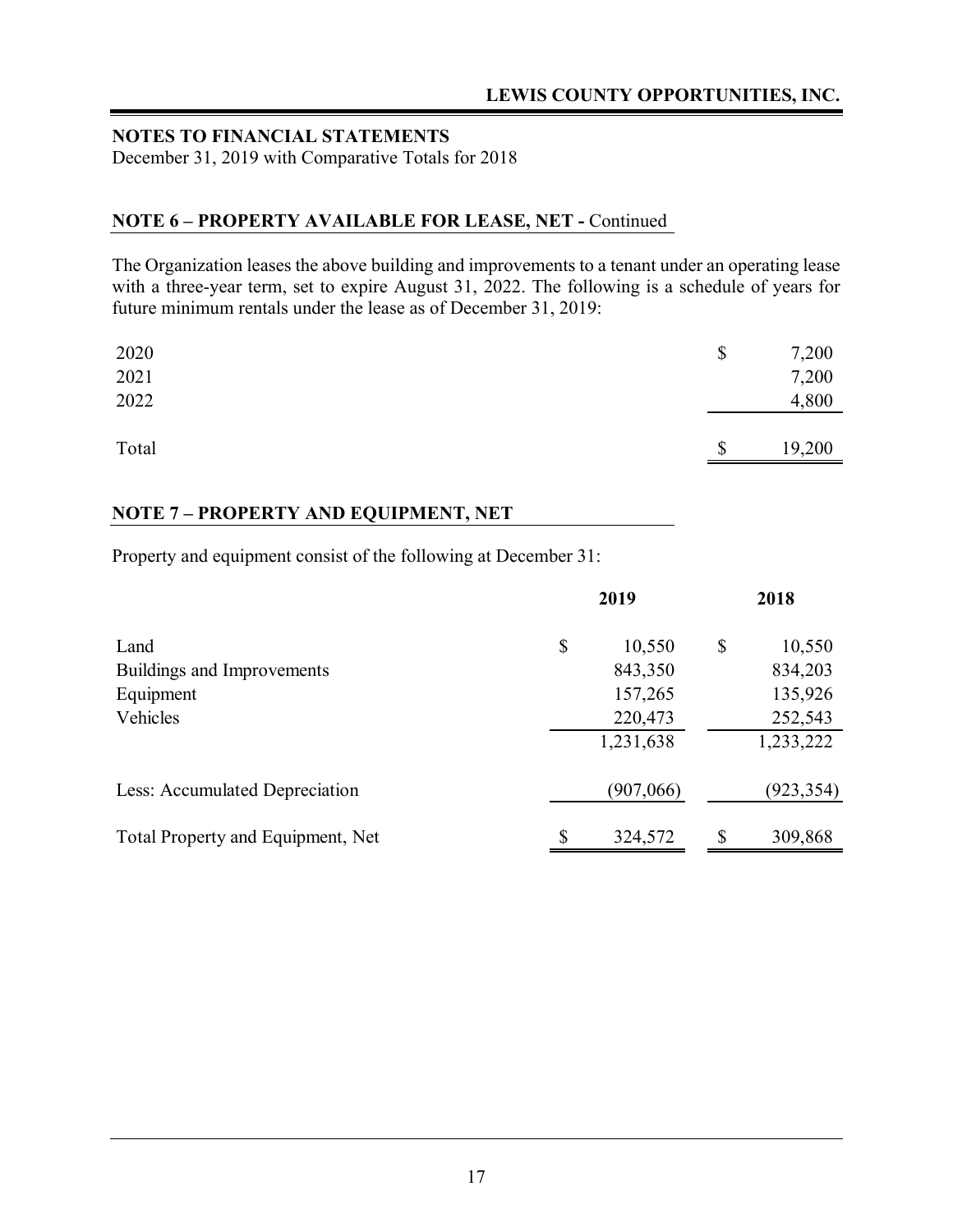## NOTES TO FINANCIAL STATEMENTS

December 31, 2019 with Comparative Totals for 2018

### NOTE 6 – PROPERTY AVAILABLE FOR LEASE, NET - Continued

The Organization leases the above building and improvements to a tenant under an operating lease with a three-year term, set to expire August 31, 2022. The following is a schedule of years for future minimum rentals under the lease as of December 31, 2019:

| | |
|---|---|
| 2020 | $ 7,200 |
| 2021 | 7,200 |
| 2022 | 4,800 |
| Total | $ 19,200 |

### NOTE 7 – PROPERTY AND EQUIPMENT, NET

Property and equipment consist of the following at December 31:

| | 2019 | 2018 |
|---|---|---|
| Land | $ 10,550 | $ 10,550 |
| Buildings and Improvements | 843,350 | 834,203 |
| Equipment | 157,265 | 135,926 |
| Vehicles | 220,473 | 252,543 |
| | 1,231,638 | 1,233,222 |
| Less: Accumulated Depreciation | (907,066) | (923,354) |
| Total Property and Equipment, Net | $ 324,572 | $ 309,868 |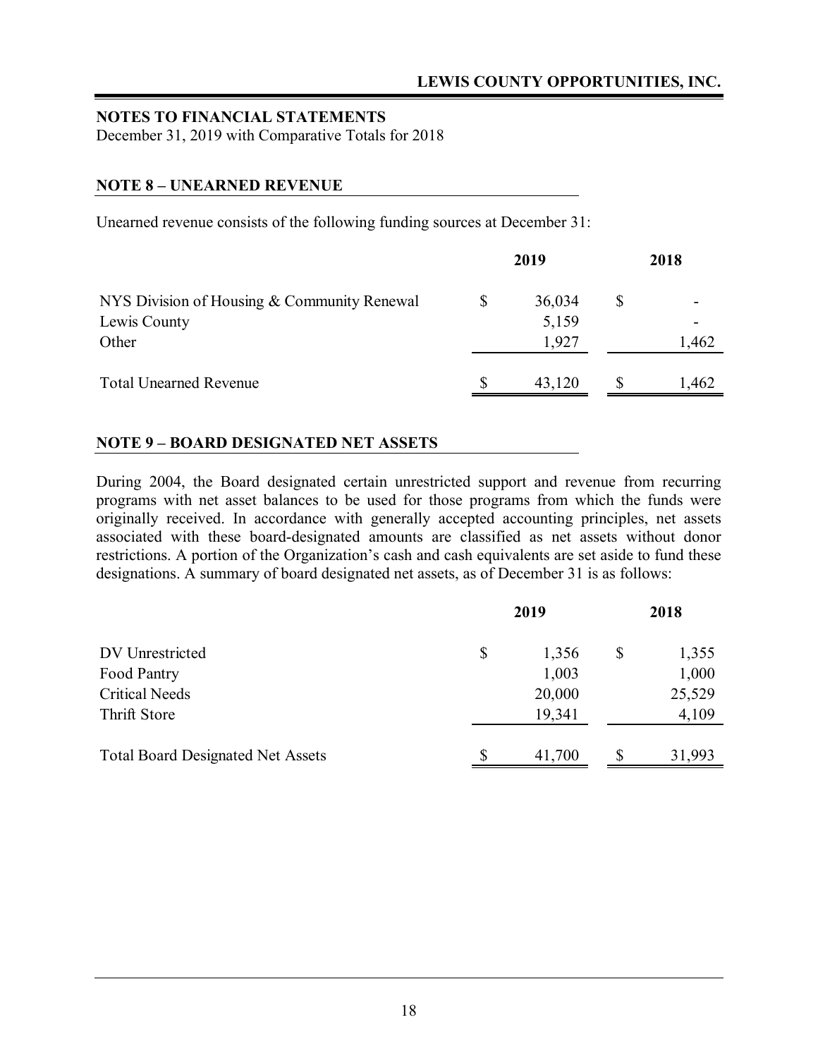**NOTES TO FINANCIAL STATEMENTS**
December 31, 2019 with Comparative Totals for 2018

## NOTE 8 – UNEARNED REVENUE

Unearned revenue consists of the following funding sources at December 31:

| | 2019 | 2018 |
|---|---|---|
| NYS Division of Housing & Community Renewal | $ 36,034 | $ - |
| Lewis County | 5,159 | - |
| Other | 1,927 | 1,462 |
| Total Unearned Revenue | $ 43,120 | $ 1,462 |

## NOTE 9 – BOARD DESIGNATED NET ASSETS

During 2004, the Board designated certain unrestricted support and revenue from recurring programs with net asset balances to be used for those programs from which the funds were originally received. In accordance with generally accepted accounting principles, net assets associated with these board-designated amounts are classified as net assets without donor restrictions. A portion of the Organization's cash and cash equivalents are set aside to fund these designations. A summary of board designated net assets, as of December 31 is as follows:

| | 2019 | 2018 |
|---|---|---|
| DV Unrestricted | $ 1,356 | $ 1,355 |
| Food Pantry | 1,003 | 1,000 |
| Critical Needs | 20,000 | 25,529 |
| Thrift Store | 19,341 | 4,109 |
| Total Board Designated Net Assets | $ 41,700 | $ 31,993 |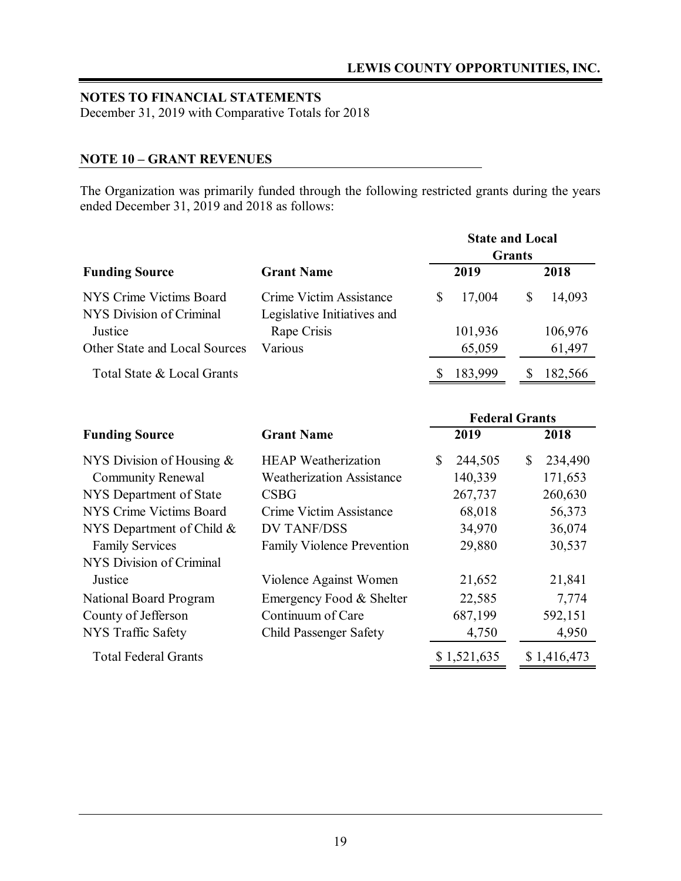## NOTES TO FINANCIAL STATEMENTS

December 31, 2019 with Comparative Totals for 2018

### NOTE 10 – GRANT REVENUES

The Organization was primarily funded through the following restricted grants during the years ended December 31, 2019 and 2018 as follows:

| | | State and Local Grants | |
|---|---|---|---|
| **Funding Source** | **Grant Name** | **2019** | **2018** |
| NYS Crime Victims Board | Crime Victim Assistance | $ 17,004 | $ 14,093 |
| NYS Division of Criminal Justice | Legislative Initiatives and Rape Crisis | 101,936 | 106,976 |
| Other State and Local Sources | Various | 65,059 | 61,497 |
| Total State & Local Grants | | $ 183,999 | $ 182,566 |

| | | Federal Grants | |
|---|---|---|---|
| **Funding Source** | **Grant Name** | **2019** | **2018** |
| NYS Division of Housing & Community Renewal | HEAP Weatherization | $ 244,505 | $ 234,490 |
| | Weatherization Assistance | 140,339 | 171,653 |
| NYS Department of State | CSBG | 267,737 | 260,630 |
| NYS Crime Victims Board | Crime Victim Assistance | 68,018 | 56,373 |
| NYS Department of Child & Family Services | DV TANF/DSS | 34,970 | 36,074 |
| | Family Violence Prevention | 29,880 | 30,537 |
| NYS Division of Criminal Justice | Violence Against Women | 21,652 | 21,841 |
| National Board Program | Emergency Food & Shelter | 22,585 | 7,774 |
| County of Jefferson | Continuum of Care | 687,199 | 592,151 |
| NYS Traffic Safety | Child Passenger Safety | 4,750 | 4,950 |
| Total Federal Grants | | $ 1,521,635 | $ 1,416,473 |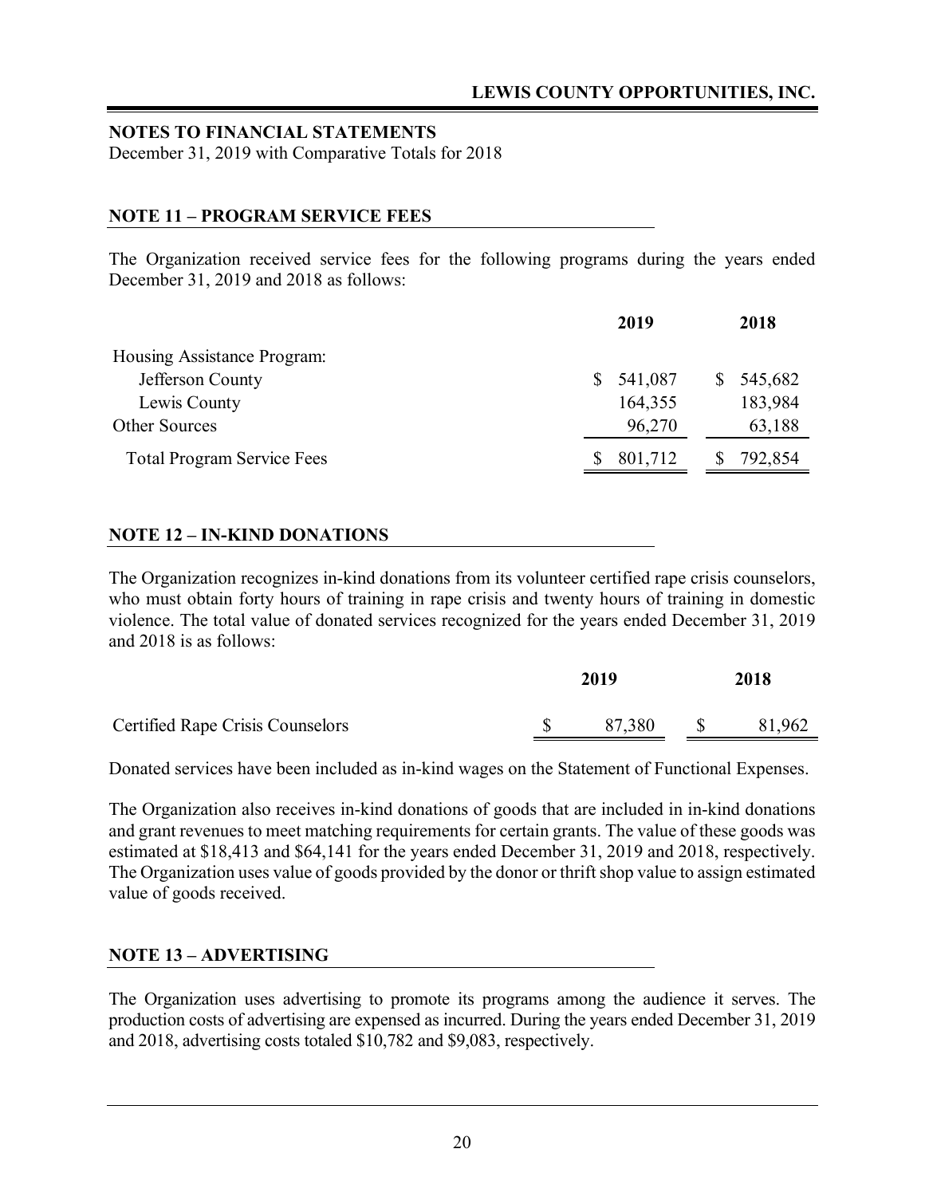**NOTES TO FINANCIAL STATEMENTS**
December 31, 2019 with Comparative Totals for 2018

## NOTE 11 – PROGRAM SERVICE FEES

The Organization received service fees for the following programs during the years ended December 31, 2019 and 2018 as follows:

| | 2019 | 2018 |
|---|---|---|
| Housing Assistance Program: | | |
| Jefferson County | $ 541,087 | $ 545,682 |
| Lewis County | 164,355 | 183,984 |
| Other Sources | 96,270 | 63,188 |
| Total Program Service Fees | $ 801,712 | $ 792,854 |

## NOTE 12 – IN-KIND DONATIONS

The Organization recognizes in-kind donations from its volunteer certified rape crisis counselors, who must obtain forty hours of training in rape crisis and twenty hours of training in domestic violence. The total value of donated services recognized for the years ended December 31, 2019 and 2018 is as follows:

| | 2019 | 2018 |
|---|---|---|
| Certified Rape Crisis Counselors | $ 87,380 | $ 81,962 |

Donated services have been included as in-kind wages on the Statement of Functional Expenses.

The Organization also receives in-kind donations of goods that are included in in-kind donations and grant revenues to meet matching requirements for certain grants. The value of these goods was estimated at $18,413 and $64,141 for the years ended December 31, 2019 and 2018, respectively. The Organization uses value of goods provided by the donor or thrift shop value to assign estimated value of goods received.

## NOTE 13 – ADVERTISING

The Organization uses advertising to promote its programs among the audience it serves. The production costs of advertising are expensed as incurred. During the years ended December 31, 2019 and 2018, advertising costs totaled $10,782 and $9,083, respectively.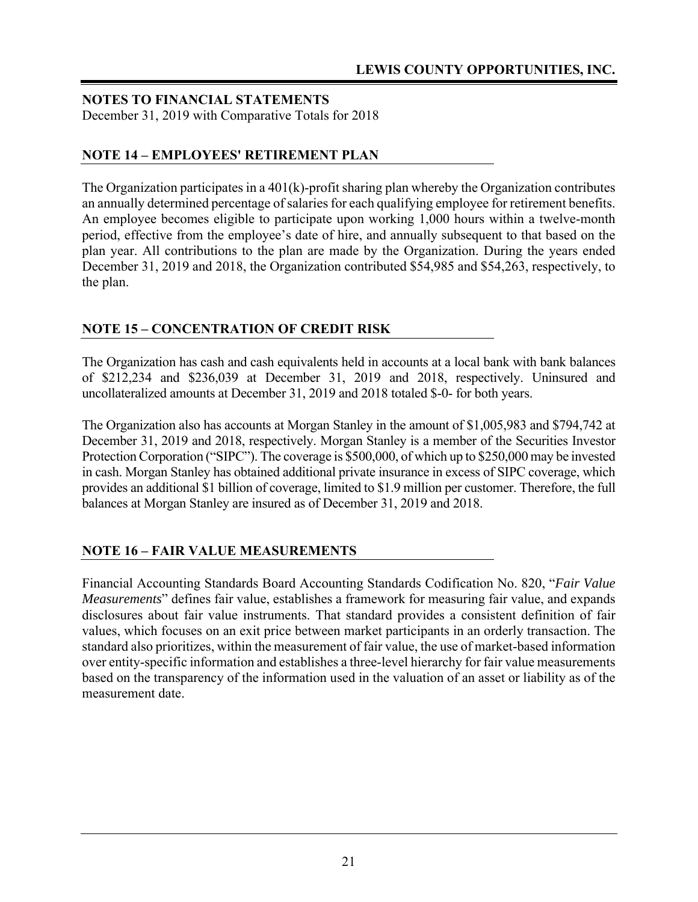## NOTES TO FINANCIAL STATEMENTS

December 31, 2019 with Comparative Totals for 2018

### NOTE 14 – EMPLOYEES' RETIREMENT PLAN

The Organization participates in a 401(k)-profit sharing plan whereby the Organization contributes an annually determined percentage of salaries for each qualifying employee for retirement benefits. An employee becomes eligible to participate upon working 1,000 hours within a twelve-month period, effective from the employee's date of hire, and annually subsequent to that based on the plan year. All contributions to the plan are made by the Organization. During the years ended December 31, 2019 and 2018, the Organization contributed $54,985 and $54,263, respectively, to the plan.

### NOTE 15 – CONCENTRATION OF CREDIT RISK

The Organization has cash and cash equivalents held in accounts at a local bank with bank balances of $212,234 and $236,039 at December 31, 2019 and 2018, respectively. Uninsured and uncollateralized amounts at December 31, 2019 and 2018 totaled $-0- for both years.

The Organization also has accounts at Morgan Stanley in the amount of $1,005,983 and $794,742 at December 31, 2019 and 2018, respectively. Morgan Stanley is a member of the Securities Investor Protection Corporation ("SIPC"). The coverage is $500,000, of which up to $250,000 may be invested in cash. Morgan Stanley has obtained additional private insurance in excess of SIPC coverage, which provides an additional $1 billion of coverage, limited to $1.9 million per customer. Therefore, the full balances at Morgan Stanley are insured as of December 31, 2019 and 2018.

### NOTE 16 – FAIR VALUE MEASUREMENTS

Financial Accounting Standards Board Accounting Standards Codification No. 820, "*Fair Value Measurements*" defines fair value, establishes a framework for measuring fair value, and expands disclosures about fair value instruments. That standard provides a consistent definition of fair values, which focuses on an exit price between market participants in an orderly transaction. The standard also prioritizes, within the measurement of fair value, the use of market-based information over entity-specific information and establishes a three-level hierarchy for fair value measurements based on the transparency of the information used in the valuation of an asset or liability as of the measurement date.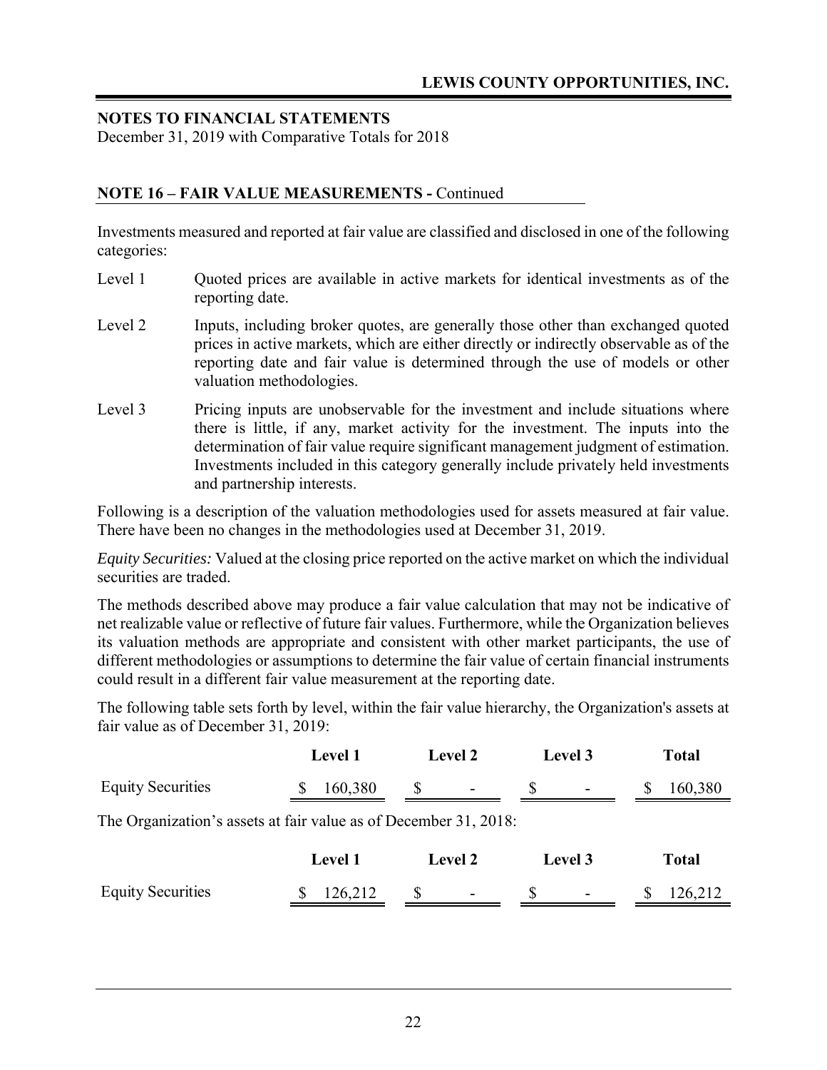**NOTES TO FINANCIAL STATEMENTS**
December 31, 2019 with Comparative Totals for 2018

## NOTE 16 – FAIR VALUE MEASUREMENTS - Continued

Investments measured and reported at fair value are classified and disclosed in one of the following categories:

Level 1 Quoted prices are available in active markets for identical investments as of the reporting date.

Level 2 Inputs, including broker quotes, are generally those other than exchanged quoted prices in active markets, which are either directly or indirectly observable as of the reporting date and fair value is determined through the use of models or other valuation methodologies.

Level 3 Pricing inputs are unobservable for the investment and include situations where there is little, if any, market activity for the investment. The inputs into the determination of fair value require significant management judgment of estimation. Investments included in this category generally include privately held investments and partnership interests.

Following is a description of the valuation methodologies used for assets measured at fair value. There have been no changes in the methodologies used at December 31, 2019.

*Equity Securities:* Valued at the closing price reported on the active market on which the individual securities are traded.

The methods described above may produce a fair value calculation that may not be indicative of net realizable value or reflective of future fair values. Furthermore, while the Organization believes its valuation methods are appropriate and consistent with other market participants, the use of different methodologies or assumptions to determine the fair value of certain financial instruments could result in a different fair value measurement at the reporting date.

The following table sets forth by level, within the fair value hierarchy, the Organization's assets at fair value as of December 31, 2019:

| | Level 1 | Level 2 | Level 3 | Total |
|---|---|---|---|---|
| Equity Securities | $ 160,380 | $ - | $ - | $ 160,380 |

The Organization's assets at fair value as of December 31, 2018:

| | Level 1 | Level 2 | Level 3 | Total |
|---|---|---|---|---|
| Equity Securities | $ 126,212 | $ - | $ - | $ 126,212 |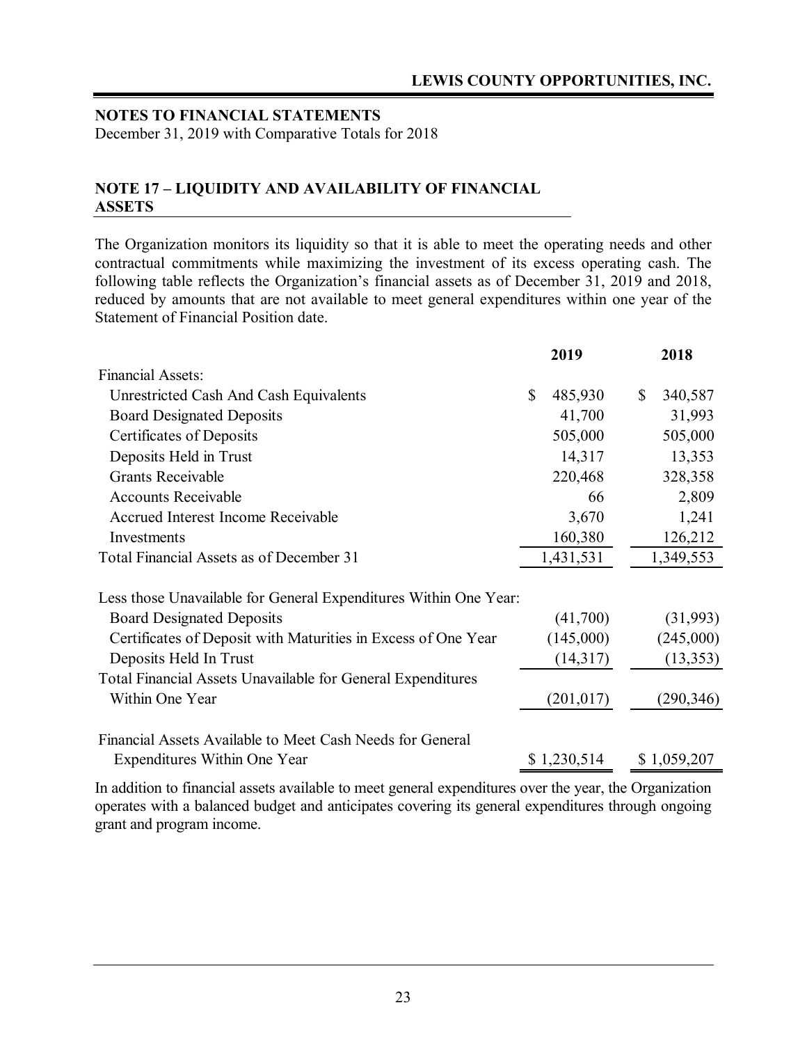## NOTES TO FINANCIAL STATEMENTS

December 31, 2019 with Comparative Totals for 2018

### NOTE 17 – LIQUIDITY AND AVAILABILITY OF FINANCIAL ASSETS

The Organization monitors its liquidity so that it is able to meet the operating needs and other contractual commitments while maximizing the investment of its excess operating cash. The following table reflects the Organization's financial assets as of December 31, 2019 and 2018, reduced by amounts that are not available to meet general expenditures within one year of the Statement of Financial Position date.

| | 2019 | 2018 |
|---|---|---|
| Financial Assets: | | |
| Unrestricted Cash And Cash Equivalents | $ 485,930 | $ 340,587 |
| Board Designated Deposits | 41,700 | 31,993 |
| Certificates of Deposits | 505,000 | 505,000 |
| Deposits Held in Trust | 14,317 | 13,353 |
| Grants Receivable | 220,468 | 328,358 |
| Accounts Receivable | 66 | 2,809 |
| Accrued Interest Income Receivable | 3,670 | 1,241 |
| Investments | 160,380 | 126,212 |
| Total Financial Assets as of December 31 | 1,431,531 | 1,349,553 |
| Less those Unavailable for General Expenditures Within One Year: | | |
| Board Designated Deposits | (41,700) | (31,993) |
| Certificates of Deposit with Maturities in Excess of One Year | (145,000) | (245,000) |
| Deposits Held In Trust | (14,317) | (13,353) |
| Total Financial Assets Unavailable for General Expenditures Within One Year | (201,017) | (290,346) |
| Financial Assets Available to Meet Cash Needs for General Expenditures Within One Year | $ 1,230,514 | $ 1,059,207 |

In addition to financial assets available to meet general expenditures over the year, the Organization operates with a balanced budget and anticipates covering its general expenditures through ongoing grant and program income.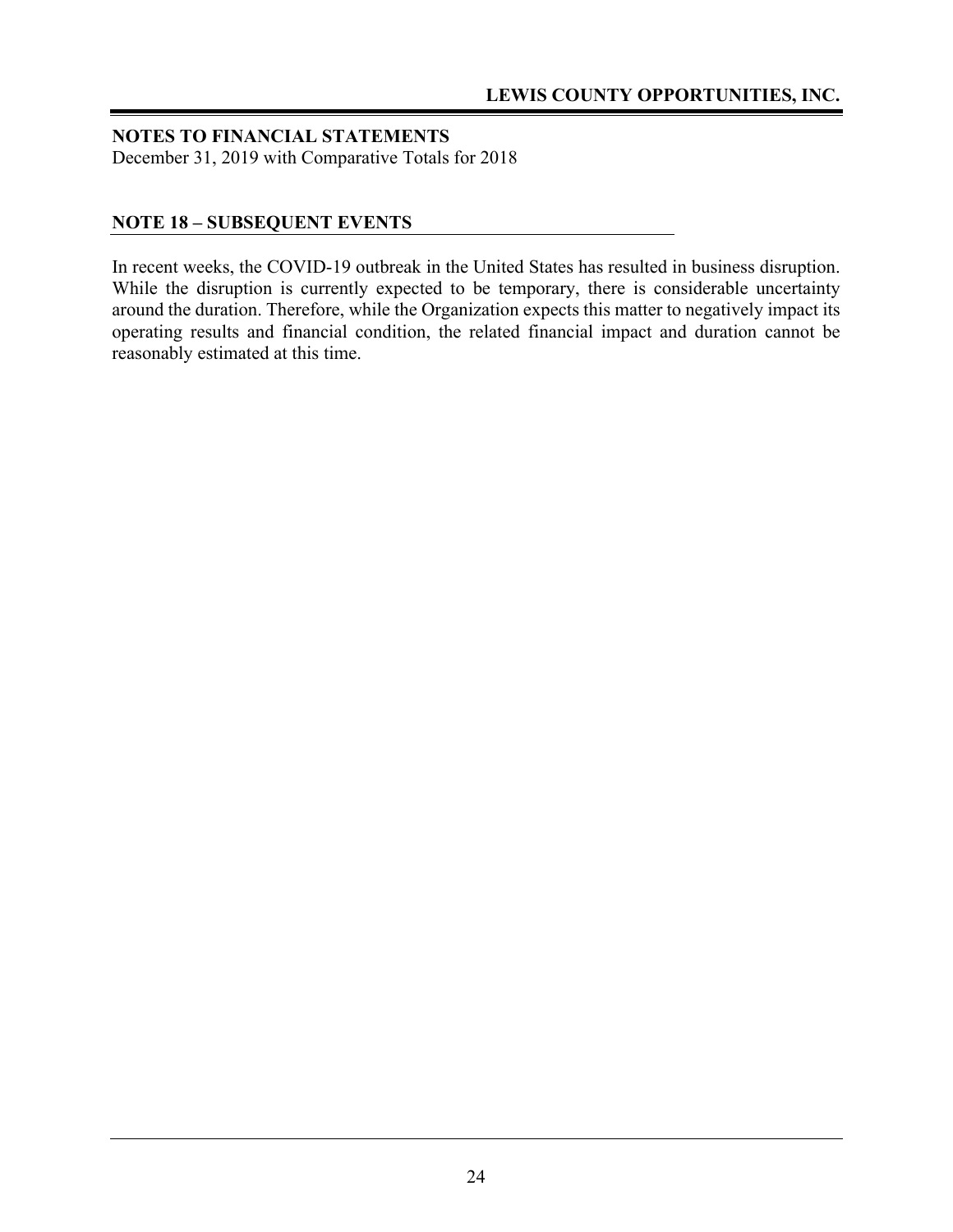## NOTES TO FINANCIAL STATEMENTS

December 31, 2019 with Comparative Totals for 2018

### NOTE 18 – SUBSEQUENT EVENTS

In recent weeks, the COVID-19 outbreak in the United States has resulted in business disruption. While the disruption is currently expected to be temporary, there is considerable uncertainty around the duration. Therefore, while the Organization expects this matter to negatively impact its operating results and financial condition, the related financial impact and duration cannot be reasonably estimated at this time.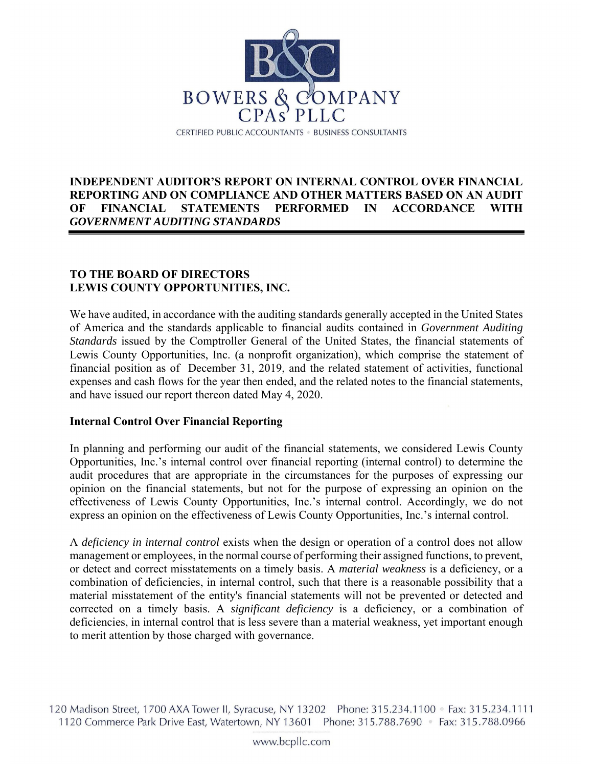BOWERS & COMPANY CPAs PLLC

CERTIFIED PUBLIC ACCOUNTANTS • BUSINESS CONSULTANTS

## INDEPENDENT AUDITOR'S REPORT ON INTERNAL CONTROL OVER FINANCIAL REPORTING AND ON COMPLIANCE AND OTHER MATTERS BASED ON AN AUDIT OF FINANCIAL STATEMENTS PERFORMED IN ACCORDANCE WITH *GOVERNMENT AUDITING STANDARDS*

**TO THE BOARD OF DIRECTORS**
**LEWIS COUNTY OPPORTUNITIES, INC.**

We have audited, in accordance with the auditing standards generally accepted in the United States of America and the standards applicable to financial audits contained in *Government Auditing Standards* issued by the Comptroller General of the United States, the financial statements of Lewis County Opportunities, Inc. (a nonprofit organization), which comprise the statement of financial position as of December 31, 2019, and the related statement of activities, functional expenses and cash flows for the year then ended, and the related notes to the financial statements, and have issued our report thereon dated May 4, 2020.

**Internal Control Over Financial Reporting**

In planning and performing our audit of the financial statements, we considered Lewis County Opportunities, Inc.'s internal control over financial reporting (internal control) to determine the audit procedures that are appropriate in the circumstances for the purposes of expressing our opinion on the financial statements, but not for the purpose of expressing an opinion on the effectiveness of Lewis County Opportunities, Inc.'s internal control. Accordingly, we do not express an opinion on the effectiveness of Lewis County Opportunities, Inc.'s internal control.

A *deficiency in internal control* exists when the design or operation of a control does not allow management or employees, in the normal course of performing their assigned functions, to prevent, or detect and correct misstatements on a timely basis. A *material weakness* is a deficiency, or a combination of deficiencies, in internal control, such that there is a reasonable possibility that a material misstatement of the entity's financial statements will not be prevented or detected and corrected on a timely basis. A *significant deficiency* is a deficiency, or a combination of deficiencies, in internal control that is less severe than a material weakness, yet important enough to merit attention by those charged with governance.

120 Madison Street, 1700 AXA Tower II, Syracuse, NY 13202 Phone: 315.234.1100 • Fax: 315.234.1111
1120 Commerce Park Drive East, Watertown, NY 13601 Phone: 315.788.7690 • Fax: 315.788.0966

www.bcpllc.com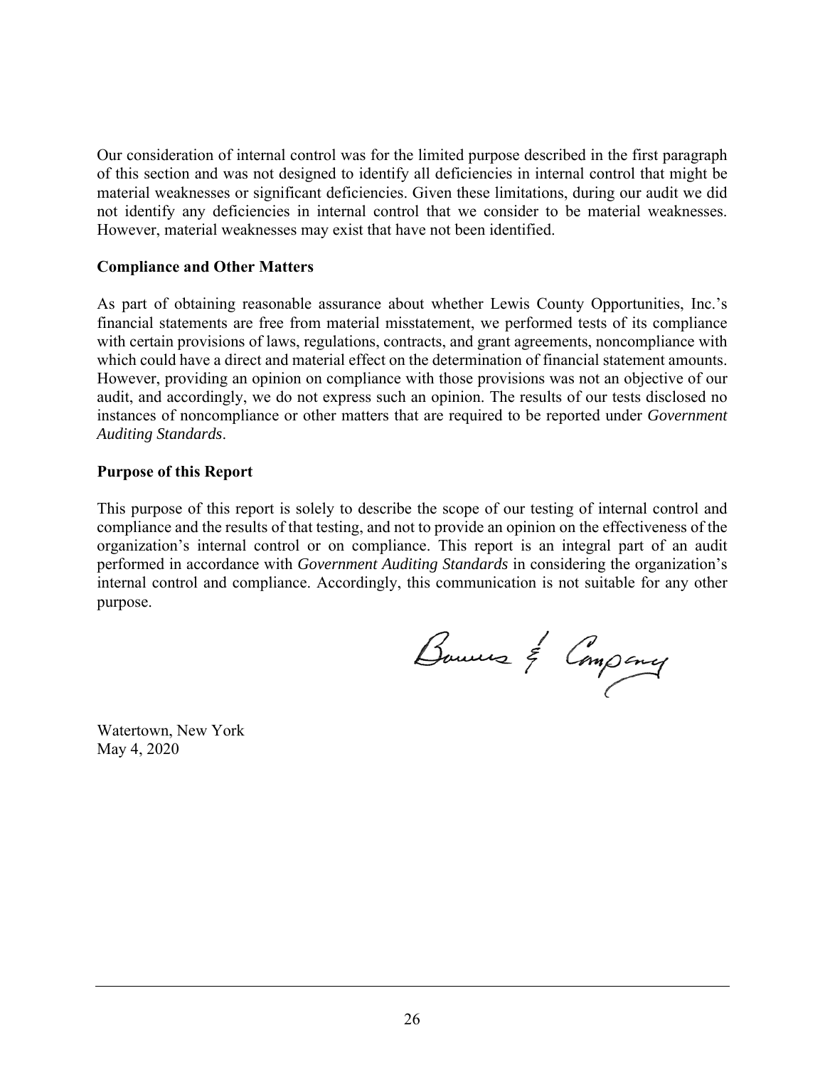Our consideration of internal control was for the limited purpose described in the first paragraph of this section and was not designed to identify all deficiencies in internal control that might be material weaknesses or significant deficiencies. Given these limitations, during our audit we did not identify any deficiencies in internal control that we consider to be material weaknesses. However, material weaknesses may exist that have not been identified.

**Compliance and Other Matters**

As part of obtaining reasonable assurance about whether Lewis County Opportunities, Inc.'s financial statements are free from material misstatement, we performed tests of its compliance with certain provisions of laws, regulations, contracts, and grant agreements, noncompliance with which could have a direct and material effect on the determination of financial statement amounts. However, providing an opinion on compliance with those provisions was not an objective of our audit, and accordingly, we do not express such an opinion. The results of our tests disclosed no instances of noncompliance or other matters that are required to be reported under *Government Auditing Standards*.

**Purpose of this Report**

This purpose of this report is solely to describe the scope of our testing of internal control and compliance and the results of that testing, and not to provide an opinion on the effectiveness of the organization's internal control or on compliance. This report is an integral part of an audit performed in accordance with *Government Auditing Standards* in considering the organization's internal control and compliance. Accordingly, this communication is not suitable for any other purpose.

Bowers & Company

Watertown, New York
May 4, 2020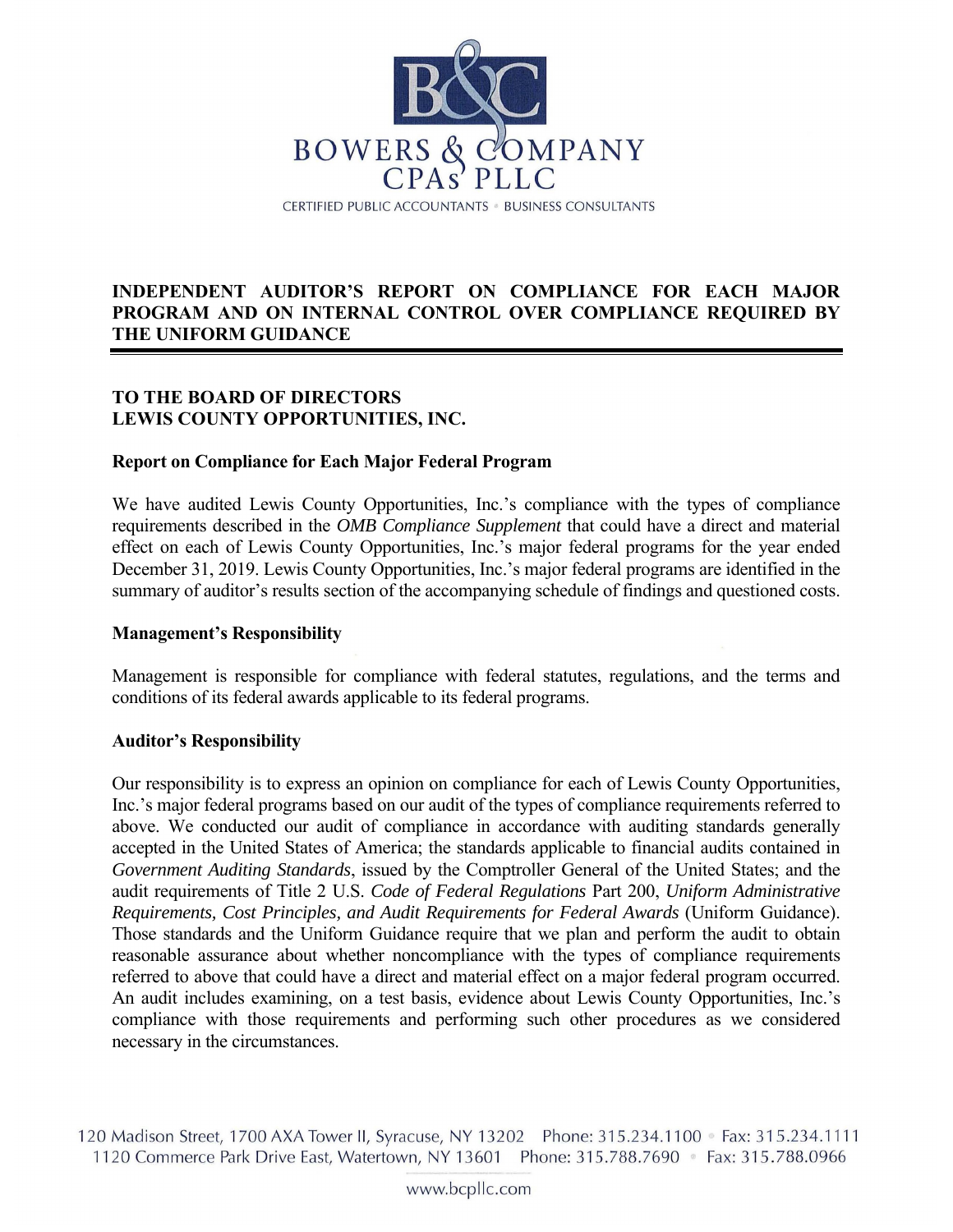BOWERS & COMPANY CPAs PLLC

CERTIFIED PUBLIC ACCOUNTANTS • BUSINESS CONSULTANTS

## INDEPENDENT AUDITOR'S REPORT ON COMPLIANCE FOR EACH MAJOR PROGRAM AND ON INTERNAL CONTROL OVER COMPLIANCE REQUIRED BY THE UNIFORM GUIDANCE

**TO THE BOARD OF DIRECTORS**
**LEWIS COUNTY OPPORTUNITIES, INC.**

### Report on Compliance for Each Major Federal Program

We have audited Lewis County Opportunities, Inc.'s compliance with the types of compliance requirements described in the *OMB Compliance Supplement* that could have a direct and material effect on each of Lewis County Opportunities, Inc.'s major federal programs for the year ended December 31, 2019. Lewis County Opportunities, Inc.'s major federal programs are identified in the summary of auditor's results section of the accompanying schedule of findings and questioned costs.

### Management's Responsibility

Management is responsible for compliance with federal statutes, regulations, and the terms and conditions of its federal awards applicable to its federal programs.

### Auditor's Responsibility

Our responsibility is to express an opinion on compliance for each of Lewis County Opportunities, Inc.'s major federal programs based on our audit of the types of compliance requirements referred to above. We conducted our audit of compliance in accordance with auditing standards generally accepted in the United States of America; the standards applicable to financial audits contained in *Government Auditing Standards*, issued by the Comptroller General of the United States; and the audit requirements of Title 2 U.S. *Code of Federal Regulations* Part 200, *Uniform Administrative Requirements, Cost Principles, and Audit Requirements for Federal Awards* (Uniform Guidance). Those standards and the Uniform Guidance require that we plan and perform the audit to obtain reasonable assurance about whether noncompliance with the types of compliance requirements referred to above that could have a direct and material effect on a major federal program occurred. An audit includes examining, on a test basis, evidence about Lewis County Opportunities, Inc.'s compliance with those requirements and performing such other procedures as we considered necessary in the circumstances.

120 Madison Street, 1700 AXA Tower II, Syracuse, NY 13202 Phone: 315.234.1100 • Fax: 315.234.1111
1120 Commerce Park Drive East, Watertown, NY 13601 Phone: 315.788.7690 • Fax: 315.788.0966

www.bcpllc.com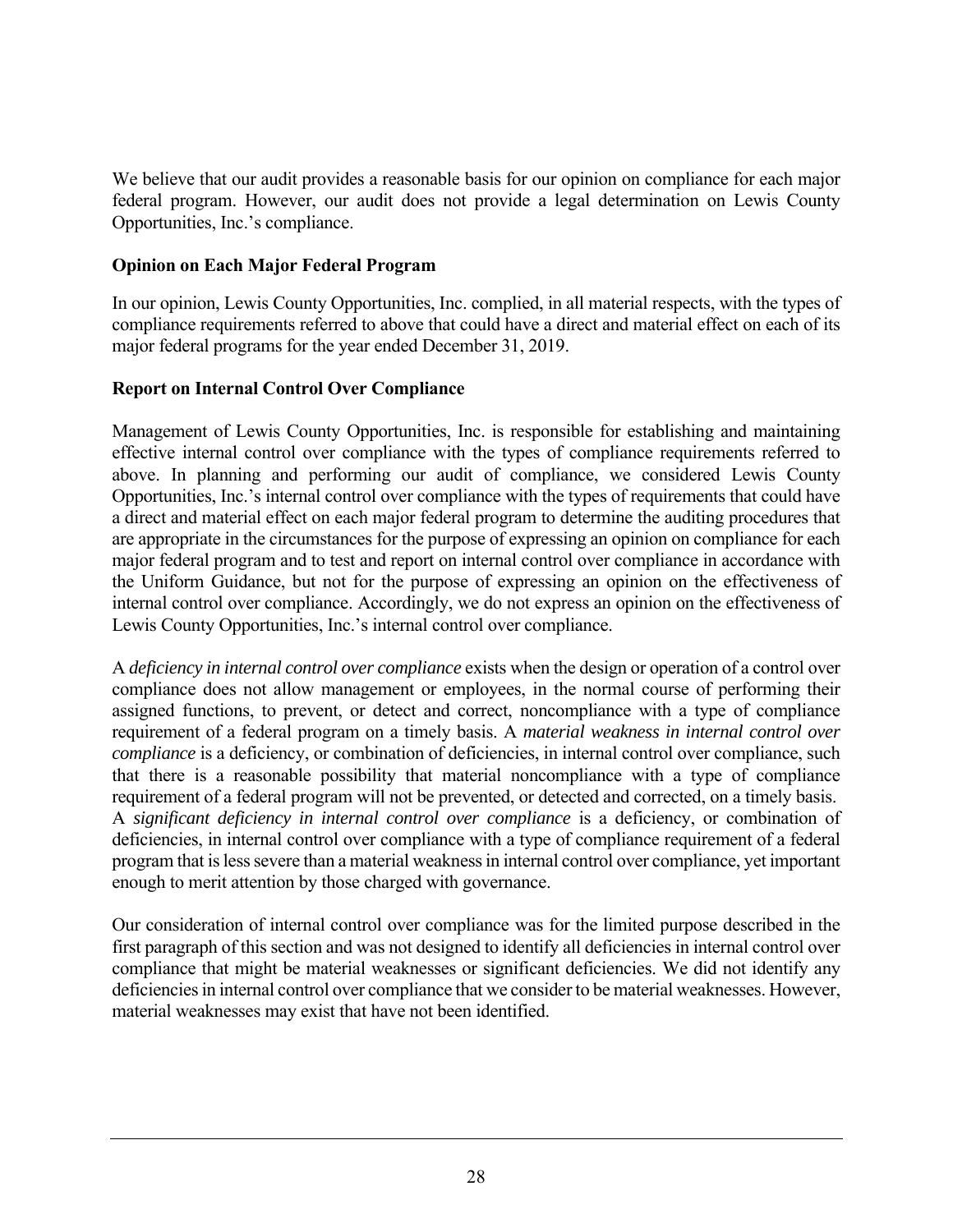We believe that our audit provides a reasonable basis for our opinion on compliance for each major federal program. However, our audit does not provide a legal determination on Lewis County Opportunities, Inc.'s compliance.

**Opinion on Each Major Federal Program**

In our opinion, Lewis County Opportunities, Inc. complied, in all material respects, with the types of compliance requirements referred to above that could have a direct and material effect on each of its major federal programs for the year ended December 31, 2019.

**Report on Internal Control Over Compliance**

Management of Lewis County Opportunities, Inc. is responsible for establishing and maintaining effective internal control over compliance with the types of compliance requirements referred to above. In planning and performing our audit of compliance, we considered Lewis County Opportunities, Inc.'s internal control over compliance with the types of requirements that could have a direct and material effect on each major federal program to determine the auditing procedures that are appropriate in the circumstances for the purpose of expressing an opinion on compliance for each major federal program and to test and report on internal control over compliance in accordance with the Uniform Guidance, but not for the purpose of expressing an opinion on the effectiveness of internal control over compliance. Accordingly, we do not express an opinion on the effectiveness of Lewis County Opportunities, Inc.'s internal control over compliance.

A *deficiency in internal control over compliance* exists when the design or operation of a control over compliance does not allow management or employees, in the normal course of performing their assigned functions, to prevent, or detect and correct, noncompliance with a type of compliance requirement of a federal program on a timely basis. A *material weakness in internal control over compliance* is a deficiency, or combination of deficiencies, in internal control over compliance, such that there is a reasonable possibility that material noncompliance with a type of compliance requirement of a federal program will not be prevented, or detected and corrected, on a timely basis. A *significant deficiency in internal control over compliance* is a deficiency, or combination of deficiencies, in internal control over compliance with a type of compliance requirement of a federal program that is less severe than a material weakness in internal control over compliance, yet important enough to merit attention by those charged with governance.

Our consideration of internal control over compliance was for the limited purpose described in the first paragraph of this section and was not designed to identify all deficiencies in internal control over compliance that might be material weaknesses or significant deficiencies. We did not identify any deficiencies in internal control over compliance that we consider to be material weaknesses. However, material weaknesses may exist that have not been identified.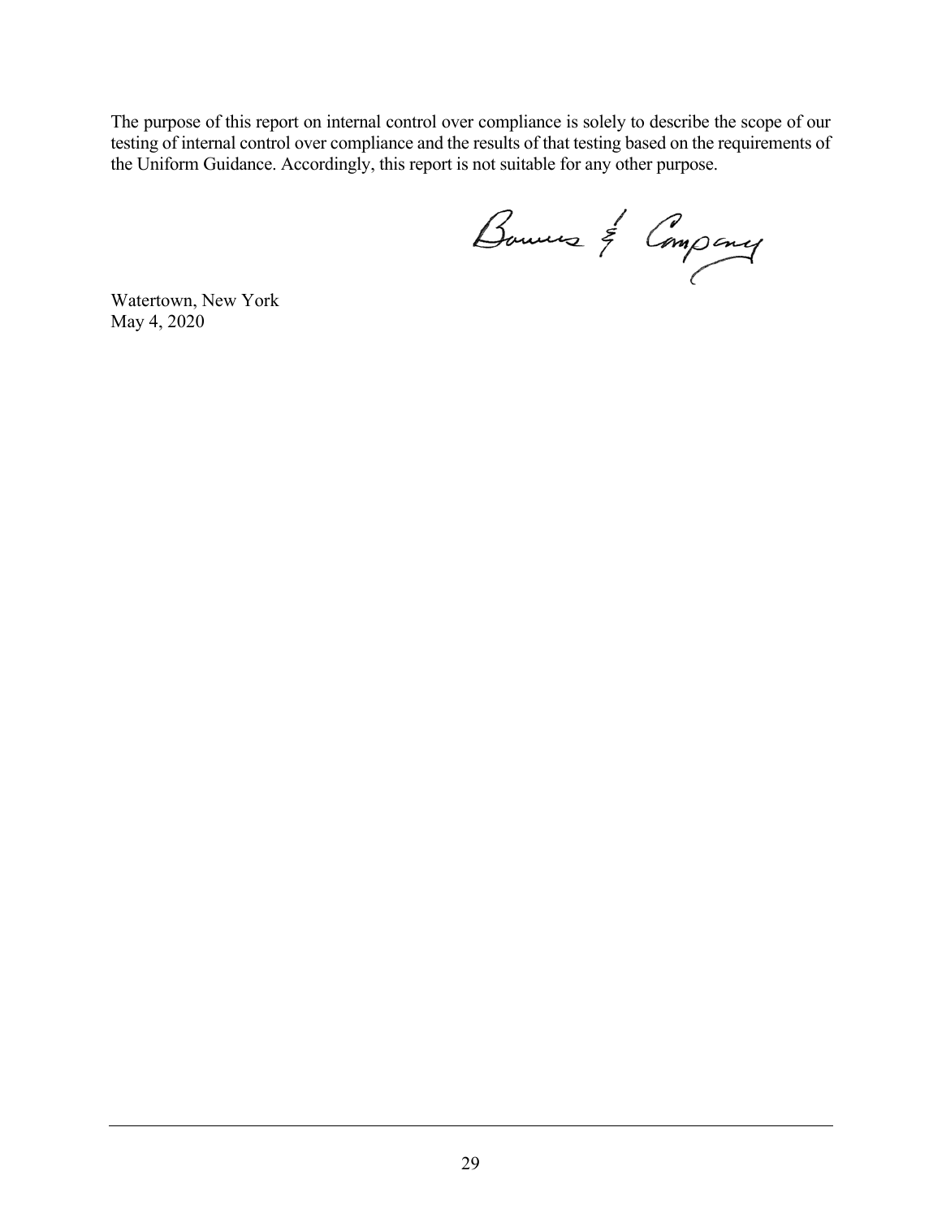The purpose of this report on internal control over compliance is solely to describe the scope of our testing of internal control over compliance and the results of that testing based on the requirements of the Uniform Guidance. Accordingly, this report is not suitable for any other purpose.

Bowers & Company

Watertown, New York
May 4, 2020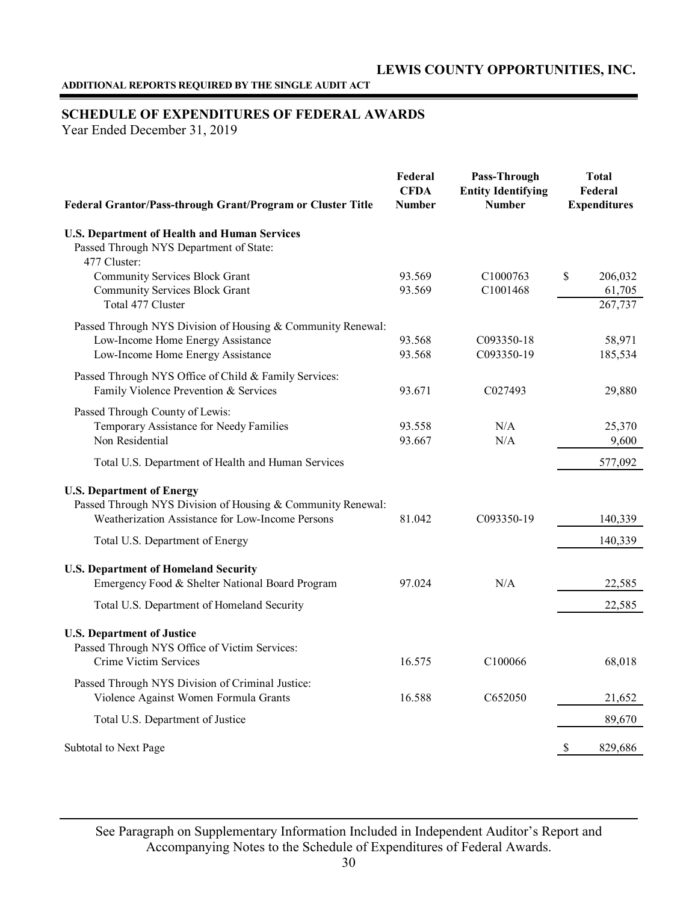# LEWIS COUNTY OPPORTUNITIES, INC.

**ADDITIONAL REPORTS REQUIRED BY THE SINGLE AUDIT ACT**

## SCHEDULE OF EXPENDITURES OF FEDERAL AWARDS

Year Ended December 31, 2019

| Federal Grantor/Pass-through Grant/Program or Cluster Title | Federal CFDA Number | Pass-Through Entity Identifying Number | Total Federal Expenditures |
|---|---|---|---|
| **U.S. Department of Health and Human Services** | | | |
| Passed Through NYS Department of State: | | | |
| 477 Cluster: | | | |
| Community Services Block Grant | 93.569 | C1000763 | $ 206,032 |
| Community Services Block Grant | 93.569 | C1001468 | 61,705 |
| Total 477 Cluster | | | 267,737 |
| Passed Through NYS Division of Housing & Community Renewal: | | | |
| Low-Income Home Energy Assistance | 93.568 | C093350-18 | 58,971 |
| Low-Income Home Energy Assistance | 93.568 | C093350-19 | 185,534 |
| Passed Through NYS Office of Child & Family Services: | | | |
| Family Violence Prevention & Services | 93.671 | C027493 | 29,880 |
| Passed Through County of Lewis: | | | |
| Temporary Assistance for Needy Families | 93.558 | N/A | 25,370 |
| Non Residential | 93.667 | N/A | 9,600 |
| Total U.S. Department of Health and Human Services | | | 577,092 |
| **U.S. Department of Energy** | | | |
| Passed Through NYS Division of Housing & Community Renewal: | | | |
| Weatherization Assistance for Low-Income Persons | 81.042 | C093350-19 | 140,339 |
| Total U.S. Department of Energy | | | 140,339 |
| **U.S. Department of Homeland Security** | | | |
| Emergency Food & Shelter National Board Program | 97.024 | N/A | 22,585 |
| Total U.S. Department of Homeland Security | | | 22,585 |
| **U.S. Department of Justice** | | | |
| Passed Through NYS Office of Victim Services: | | | |
| Crime Victim Services | 16.575 | C100066 | 68,018 |
| Passed Through NYS Division of Criminal Justice: | | | |
| Violence Against Women Formula Grants | 16.588 | C652050 | 21,652 |
| Total U.S. Department of Justice | | | 89,670 |
| Subtotal to Next Page | | | $ 829,686 |

See Paragraph on Supplementary Information Included in Independent Auditor's Report and Accompanying Notes to the Schedule of Expenditures of Federal Awards.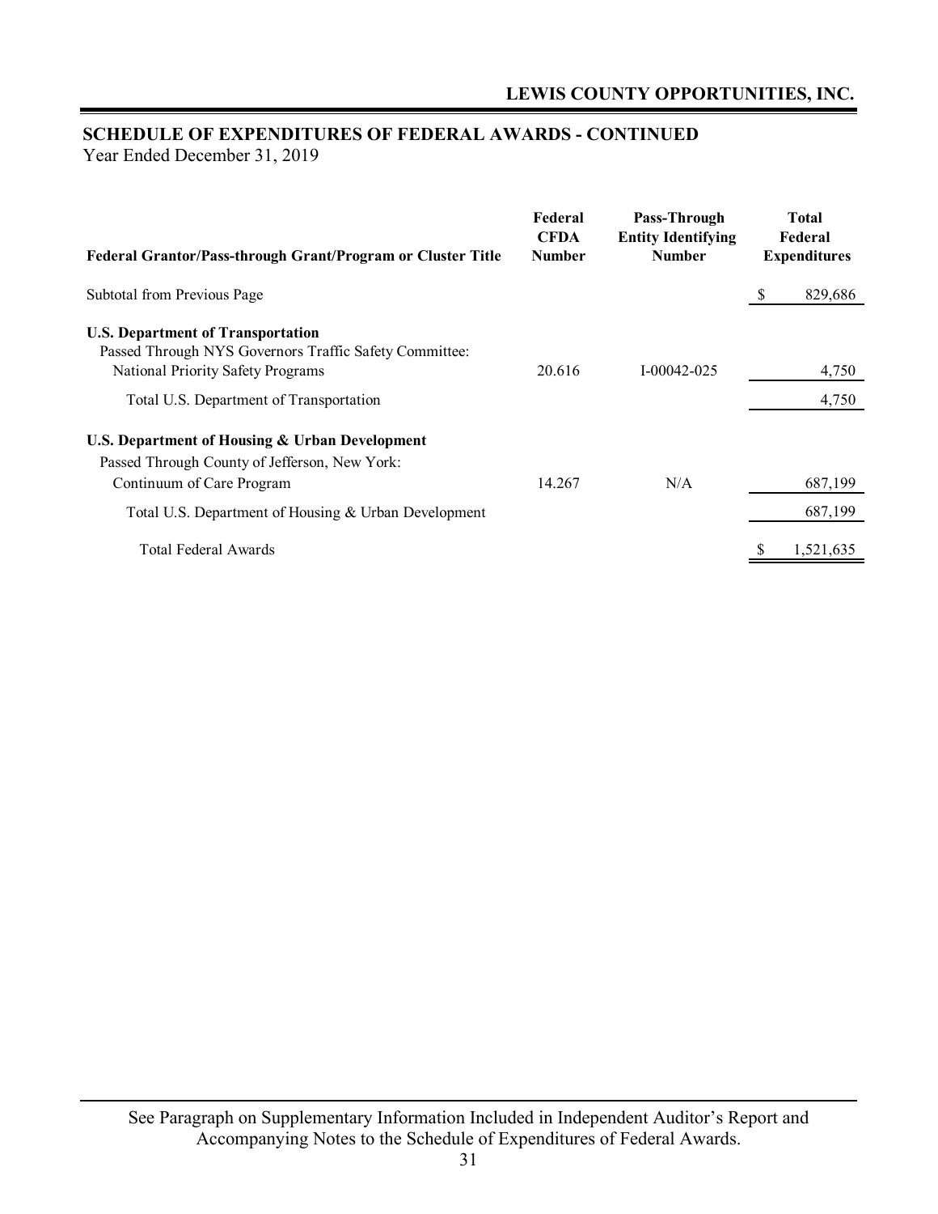## LEWIS COUNTY OPPORTUNITIES, INC.

## SCHEDULE OF EXPENDITURES OF FEDERAL AWARDS - CONTINUED

Year Ended December 31, 2019

| Federal Grantor/Pass-through Grant/Program or Cluster Title | Federal CFDA Number | Pass-Through Entity Identifying Number | Total Federal Expenditures |
|---|---|---|---|
| Subtotal from Previous Page | | | $ 829,686 |
| **U.S. Department of Transportation** | | | |
| Passed Through NYS Governors Traffic Safety Committee: | | | |
| National Priority Safety Programs | 20.616 | I-00042-025 | 4,750 |
| Total U.S. Department of Transportation | | | 4,750 |
| **U.S. Department of Housing & Urban Development** | | | |
| Passed Through County of Jefferson, New York: | | | |
| Continuum of Care Program | 14.267 | N/A | 687,199 |
| Total U.S. Department of Housing & Urban Development | | | 687,199 |
| Total Federal Awards | | | $ 1,521,635 |

See Paragraph on Supplementary Information Included in Independent Auditor's Report and Accompanying Notes to the Schedule of Expenditures of Federal Awards.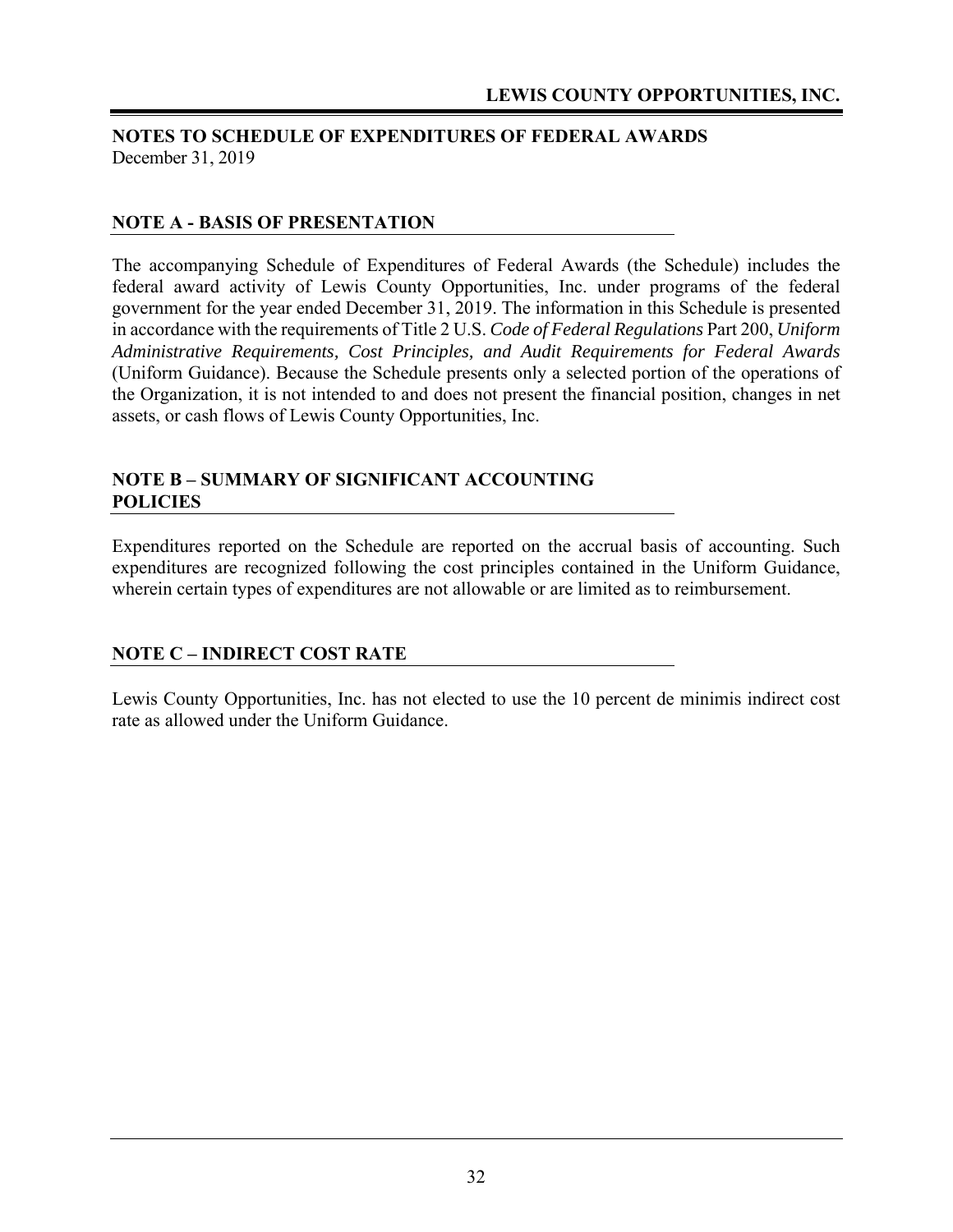## NOTES TO SCHEDULE OF EXPENDITURES OF FEDERAL AWARDS

December 31, 2019

### NOTE A - BASIS OF PRESENTATION

The accompanying Schedule of Expenditures of Federal Awards (the Schedule) includes the federal award activity of Lewis County Opportunities, Inc. under programs of the federal government for the year ended December 31, 2019. The information in this Schedule is presented in accordance with the requirements of Title 2 U.S. *Code of Federal Regulations* Part 200, *Uniform Administrative Requirements, Cost Principles, and Audit Requirements for Federal Awards* (Uniform Guidance). Because the Schedule presents only a selected portion of the operations of the Organization, it is not intended to and does not present the financial position, changes in net assets, or cash flows of Lewis County Opportunities, Inc.

### NOTE B – SUMMARY OF SIGNIFICANT ACCOUNTING POLICIES

Expenditures reported on the Schedule are reported on the accrual basis of accounting. Such expenditures are recognized following the cost principles contained in the Uniform Guidance, wherein certain types of expenditures are not allowable or are limited as to reimbursement.

### NOTE C – INDIRECT COST RATE

Lewis County Opportunities, Inc. has not elected to use the 10 percent de minimis indirect cost rate as allowed under the Uniform Guidance.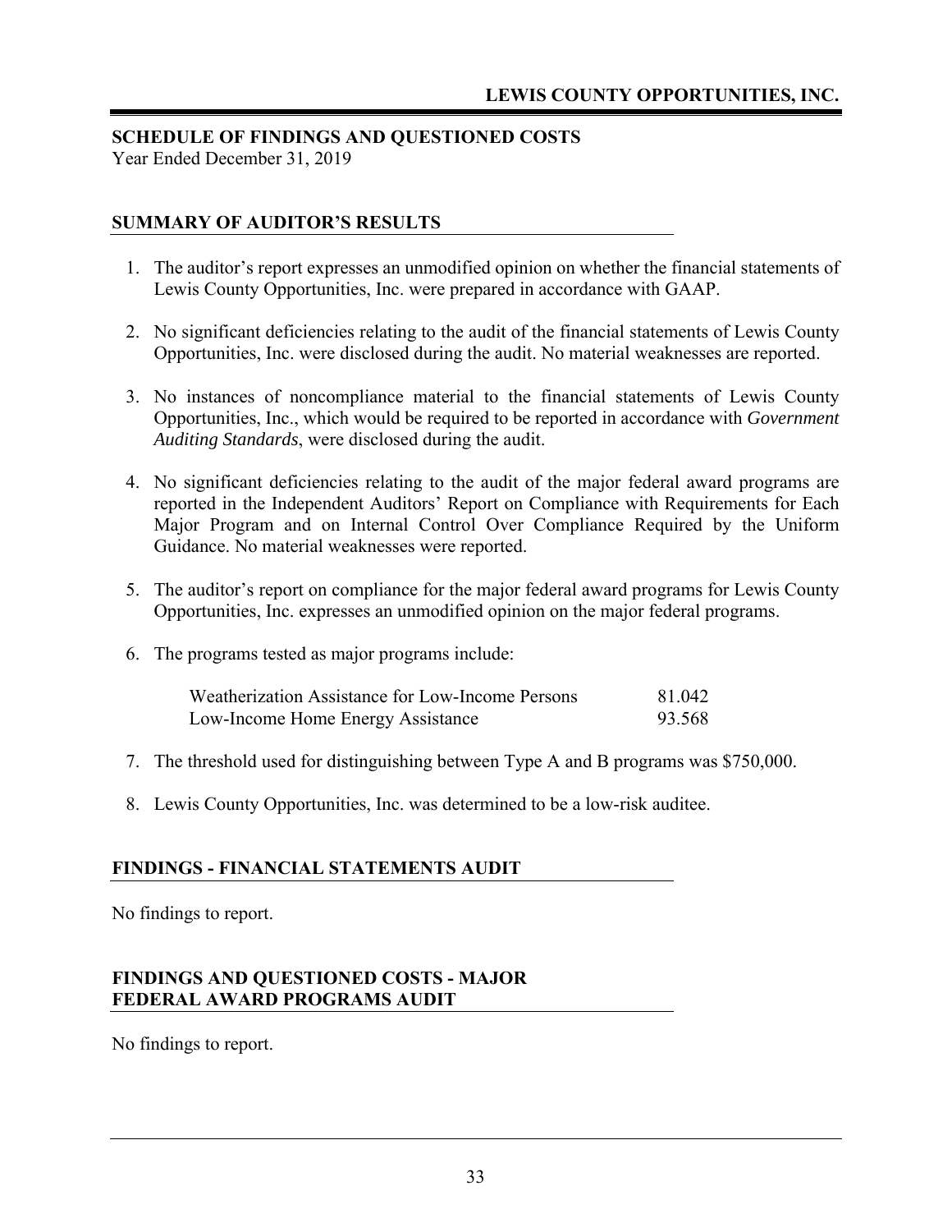**LEWIS COUNTY OPPORTUNITIES, INC.**

## SCHEDULE OF FINDINGS AND QUESTIONED COSTS

Year Ended December 31, 2019

### SUMMARY OF AUDITOR'S RESULTS

1. The auditor's report expresses an unmodified opinion on whether the financial statements of Lewis County Opportunities, Inc. were prepared in accordance with GAAP.

2. No significant deficiencies relating to the audit of the financial statements of Lewis County Opportunities, Inc. were disclosed during the audit. No material weaknesses are reported.

3. No instances of noncompliance material to the financial statements of Lewis County Opportunities, Inc., which would be required to be reported in accordance with *Government Auditing Standards*, were disclosed during the audit.

4. No significant deficiencies relating to the audit of the major federal award programs are reported in the Independent Auditors' Report on Compliance with Requirements for Each Major Program and on Internal Control Over Compliance Required by the Uniform Guidance. No material weaknesses were reported.

5. The auditor's report on compliance for the major federal award programs for Lewis County Opportunities, Inc. expresses an unmodified opinion on the major federal programs.

6. The programs tested as major programs include:

| | |
|---|---|
| Weatherization Assistance for Low-Income Persons | 81.042 |
| Low-Income Home Energy Assistance | 93.568 |

7. The threshold used for distinguishing between Type A and B programs was $750,000.

8. Lewis County Opportunities, Inc. was determined to be a low-risk auditee.

### FINDINGS - FINANCIAL STATEMENTS AUDIT

No findings to report.

### FINDINGS AND QUESTIONED COSTS - MAJOR FEDERAL AWARD PROGRAMS AUDIT

No findings to report.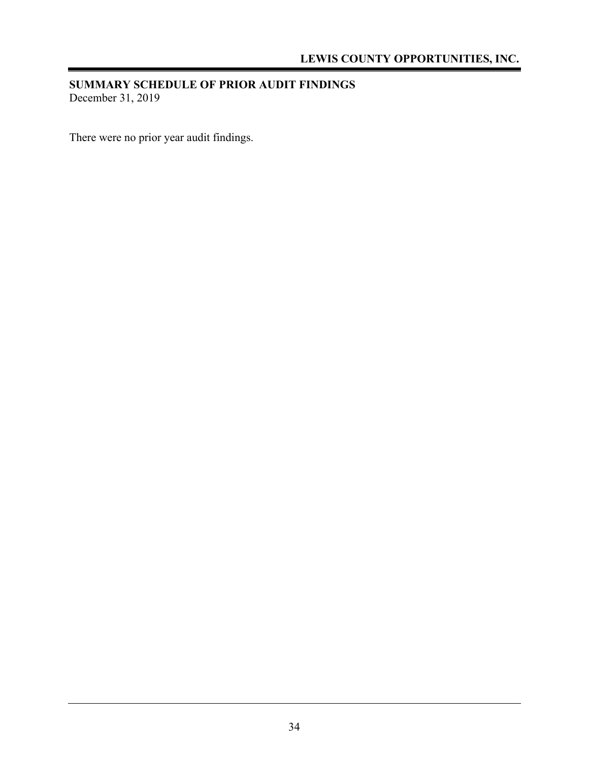## SUMMARY SCHEDULE OF PRIOR AUDIT FINDINGS

December 31, 2019

There were no prior year audit findings.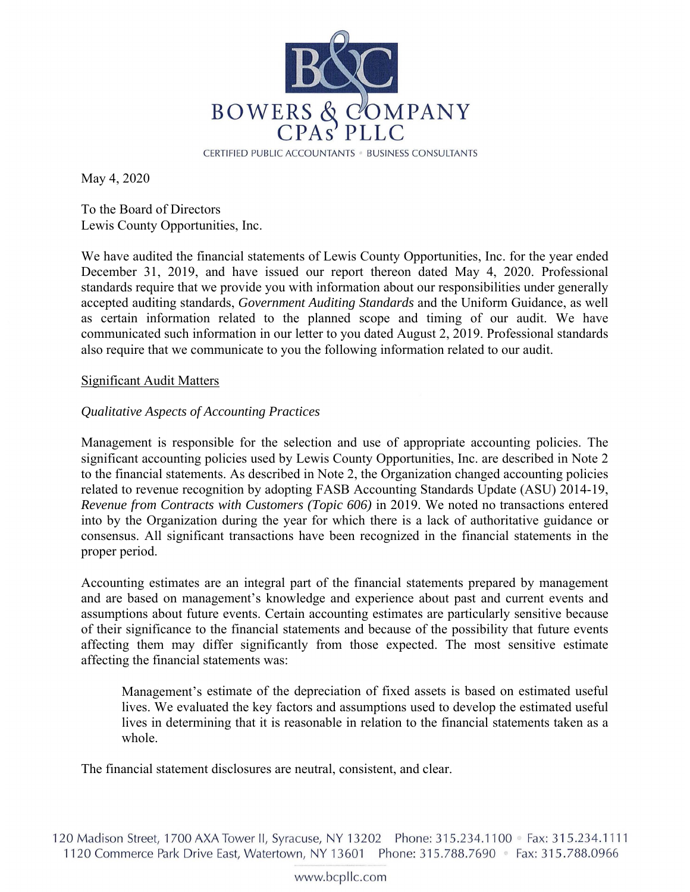BOWERS & COMPANY CPAs PLLC

CERTIFIED PUBLIC ACCOUNTANTS • BUSINESS CONSULTANTS

May 4, 2020

To the Board of Directors
Lewis County Opportunities, Inc.

We have audited the financial statements of Lewis County Opportunities, Inc. for the year ended December 31, 2019, and have issued our report thereon dated May 4, 2020. Professional standards require that we provide you with information about our responsibilities under generally accepted auditing standards, *Government Auditing Standards* and the Uniform Guidance, as well as certain information related to the planned scope and timing of our audit. We have communicated such information in our letter to you dated August 2, 2019. Professional standards also require that we communicate to you the following information related to our audit.

## Significant Audit Matters

### *Qualitative Aspects of Accounting Practices*

Management is responsible for the selection and use of appropriate accounting policies. The significant accounting policies used by Lewis County Opportunities, Inc. are described in Note 2 to the financial statements. As described in Note 2, the Organization changed accounting policies related to revenue recognition by adopting FASB Accounting Standards Update (ASU) 2014-19, *Revenue from Contracts with Customers (Topic 606)* in 2019. We noted no transactions entered into by the Organization during the year for which there is a lack of authoritative guidance or consensus. All significant transactions have been recognized in the financial statements in the proper period.

Accounting estimates are an integral part of the financial statements prepared by management and are based on management's knowledge and experience about past and current events and assumptions about future events. Certain accounting estimates are particularly sensitive because of their significance to the financial statements and because of the possibility that future events affecting them may differ significantly from those expected. The most sensitive estimate affecting the financial statements was:

> Management's estimate of the depreciation of fixed assets is based on estimated useful lives. We evaluated the key factors and assumptions used to develop the estimated useful lives in determining that it is reasonable in relation to the financial statements taken as a whole.

The financial statement disclosures are neutral, consistent, and clear.

120 Madison Street, 1700 AXA Tower II, Syracuse, NY 13202 Phone: 315.234.1100 • Fax: 315.234.1111
1120 Commerce Park Drive East, Watertown, NY 13601 Phone: 315.788.7690 • Fax: 315.788.0966

www.bcpllc.com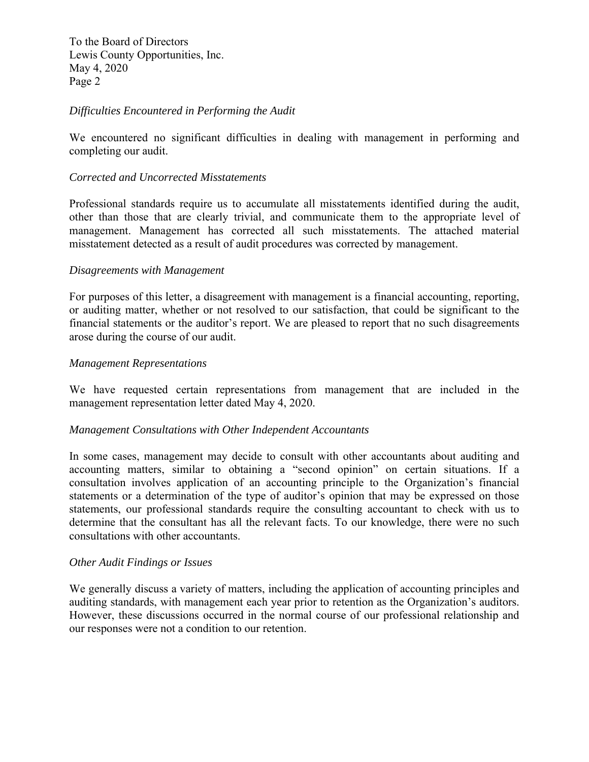To the Board of Directors
Lewis County Opportunities, Inc.
May 4, 2020
Page 2

*Difficulties Encountered in Performing the Audit*

We encountered no significant difficulties in dealing with management in performing and completing our audit.

*Corrected and Uncorrected Misstatements*

Professional standards require us to accumulate all misstatements identified during the audit, other than those that are clearly trivial, and communicate them to the appropriate level of management. Management has corrected all such misstatements. The attached material misstatement detected as a result of audit procedures was corrected by management.

*Disagreements with Management*

For purposes of this letter, a disagreement with management is a financial accounting, reporting, or auditing matter, whether or not resolved to our satisfaction, that could be significant to the financial statements or the auditor's report. We are pleased to report that no such disagreements arose during the course of our audit.

*Management Representations*

We have requested certain representations from management that are included in the management representation letter dated May 4, 2020.

*Management Consultations with Other Independent Accountants*

In some cases, management may decide to consult with other accountants about auditing and accounting matters, similar to obtaining a "second opinion" on certain situations. If a consultation involves application of an accounting principle to the Organization's financial statements or a determination of the type of auditor's opinion that may be expressed on those statements, our professional standards require the consulting accountant to check with us to determine that the consultant has all the relevant facts. To our knowledge, there were no such consultations with other accountants.

*Other Audit Findings or Issues*

We generally discuss a variety of matters, including the application of accounting principles and auditing standards, with management each year prior to retention as the Organization's auditors. However, these discussions occurred in the normal course of our professional relationship and our responses were not a condition to our retention.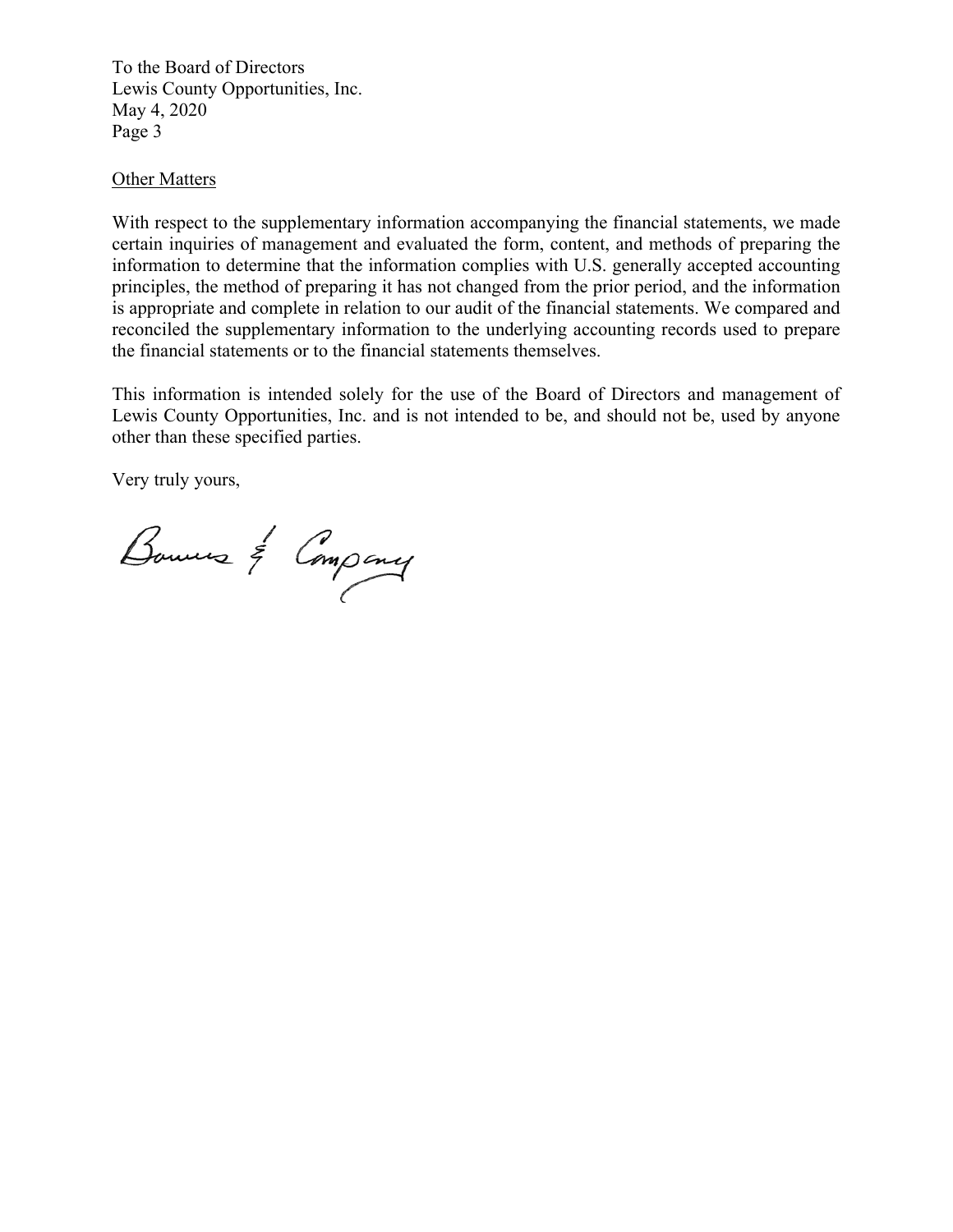To the Board of Directors
Lewis County Opportunities, Inc.
May 4, 2020
Page 3

<u>Other Matters</u>

With respect to the supplementary information accompanying the financial statements, we made certain inquiries of management and evaluated the form, content, and methods of preparing the information to determine that the information complies with U.S. generally accepted accounting principles, the method of preparing it has not changed from the prior period, and the information is appropriate and complete in relation to our audit of the financial statements. We compared and reconciled the supplementary information to the underlying accounting records used to prepare the financial statements or to the financial statements themselves.

This information is intended solely for the use of the Board of Directors and management of Lewis County Opportunities, Inc. and is not intended to be, and should not be, used by anyone other than these specified parties.

Very truly yours,

Bowers & Company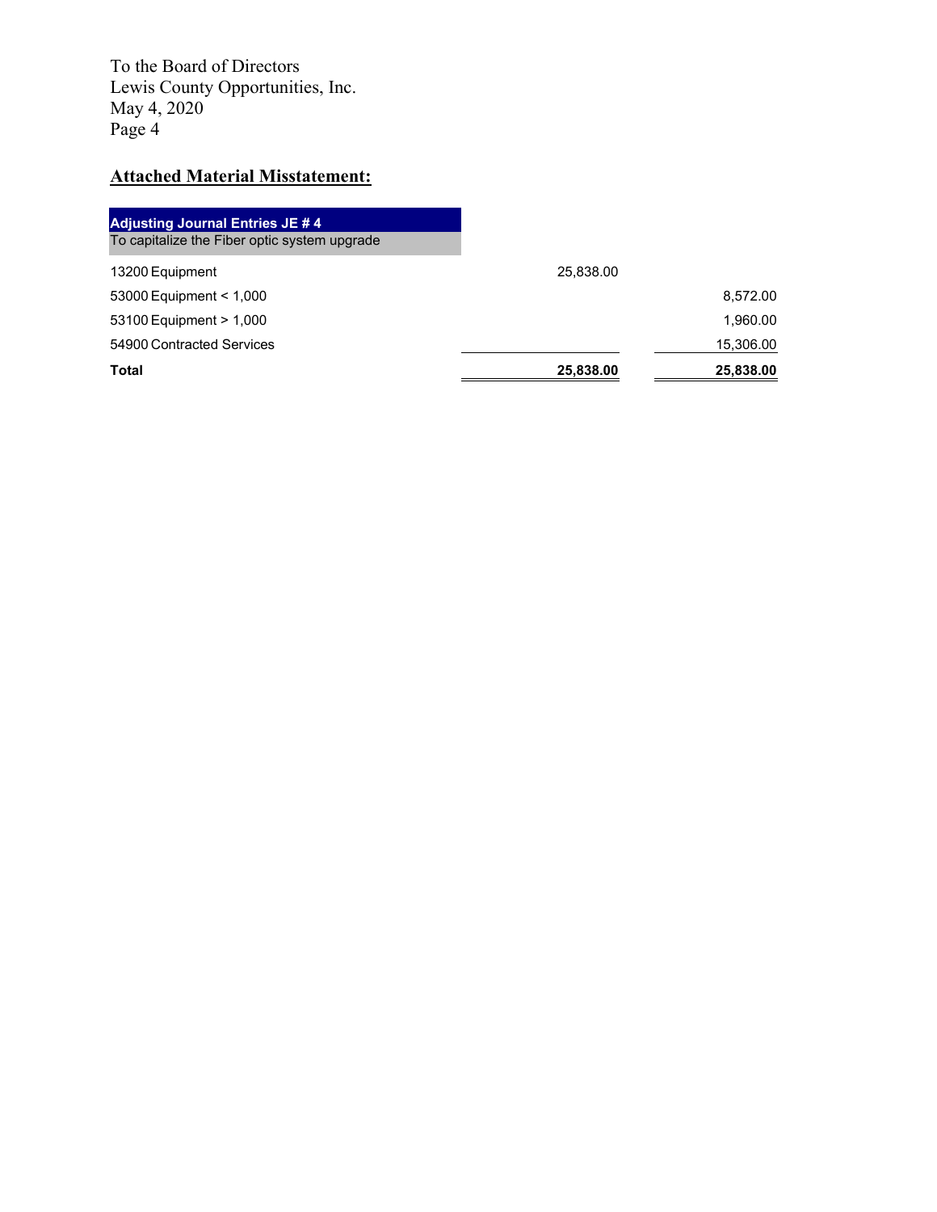To the Board of Directors
Lewis County Opportunities, Inc.
May 4, 2020
Page 4

## Attached Material Misstatement:

| Adjusting Journal Entries JE # 4 | | |
|---|---|---|
| To capitalize the Fiber optic system upgrade | | |
| 13200 Equipment | 25,838.00 | |
| 53000 Equipment < 1,000 | | 8,572.00 |
| 53100 Equipment > 1,000 | | 1,960.00 |
| 54900 Contracted Services | | 15,306.00 |
| **Total** | **25,838.00** | **25,838.00** |